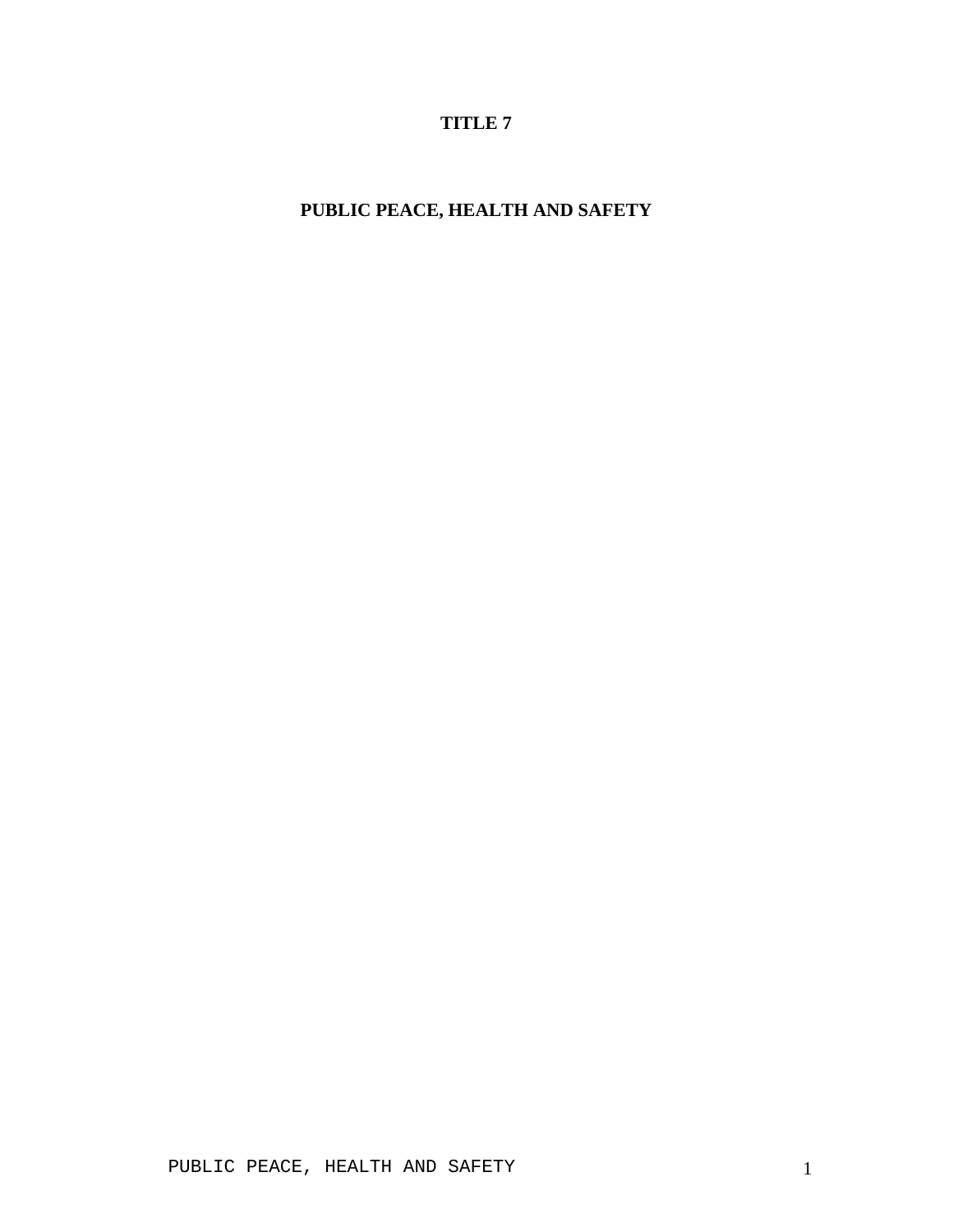# TITLE 7

# PUBLIC PEACE, HEALTH AND SAFETY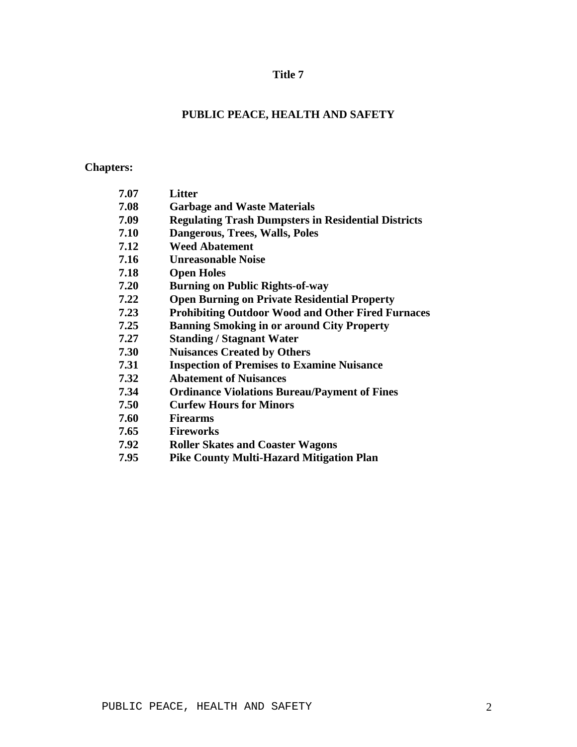# Title 7

## PUBLIC PEACE, HEALTH AND SAFETY

**Chapters:**

| | |
|---|---|
| **7.07** | **Litter** |
| **7.08** | **Garbage and Waste Materials** |
| **7.09** | **Regulating Trash Dumpsters in Residential Districts** |
| **7.10** | **Dangerous, Trees, Walls, Poles** |
| **7.12** | **Weed Abatement** |
| **7.16** | **Unreasonable Noise** |
| **7.18** | **Open Holes** |
| **7.20** | **Burning on Public Rights-of-way** |
| **7.22** | **Open Burning on Private Residential Property** |
| **7.23** | **Prohibiting Outdoor Wood and Other Fired Furnaces** |
| **7.25** | **Banning Smoking in or around City Property** |
| **7.27** | **Standing / Stagnant Water** |
| **7.30** | **Nuisances Created by Others** |
| **7.31** | **Inspection of Premises to Examine Nuisance** |
| **7.32** | **Abatement of Nuisances** |
| **7.34** | **Ordinance Violations Bureau/Payment of Fines** |
| **7.50** | **Curfew Hours for Minors** |
| **7.60** | **Firearms** |
| **7.65** | **Fireworks** |
| **7.92** | **Roller Skates and Coaster Wagons** |
| **7.95** | **Pike County Multi-Hazard Mitigation Plan** |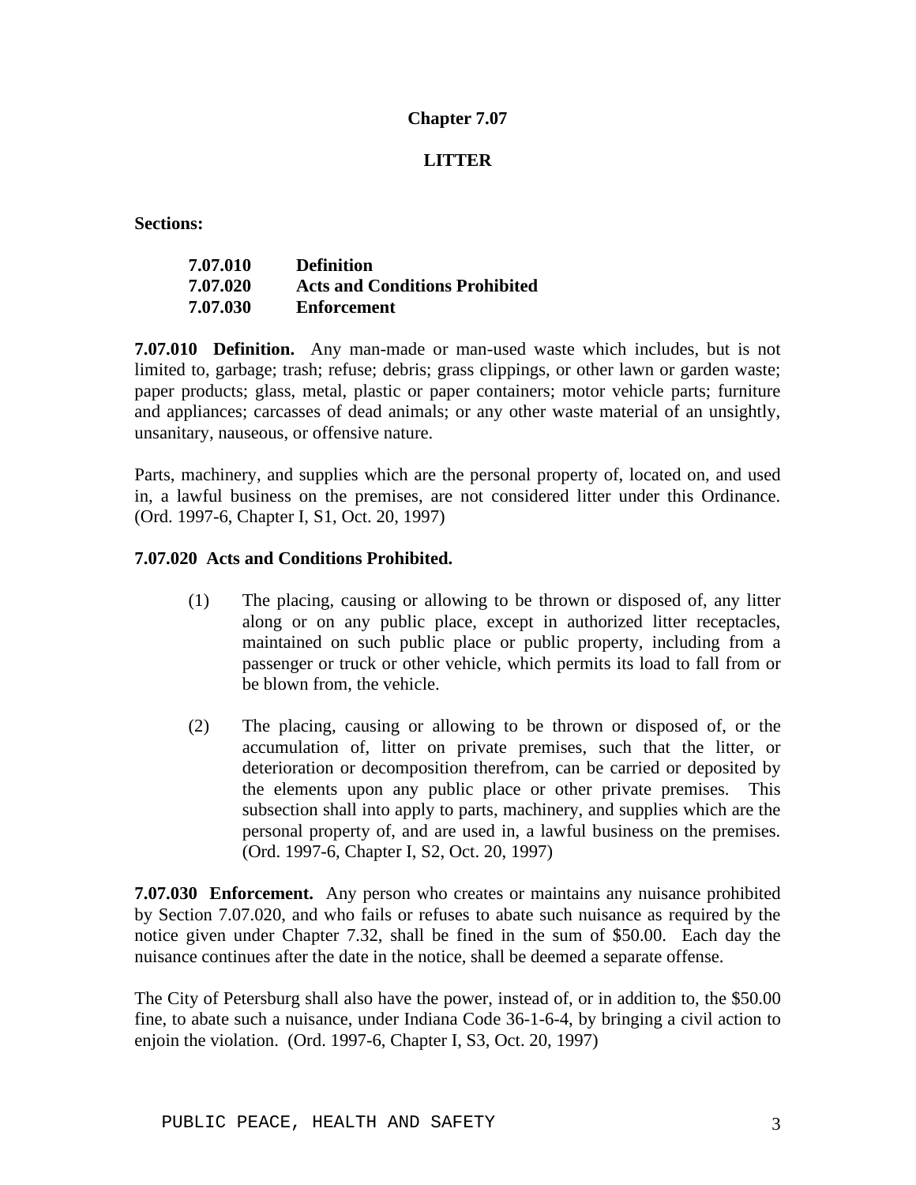# Chapter 7.07

## LITTER

**Sections:**

| | |
|---|---|
| **7.07.010** | **Definition** |
| **7.07.020** | **Acts and Conditions Prohibited** |
| **7.07.030** | **Enforcement** |

**7.07.010 Definition.** Any man-made or man-used waste which includes, but is not limited to, garbage; trash; refuse; debris; grass clippings, or other lawn or garden waste; paper products; glass, metal, plastic or paper containers; motor vehicle parts; furniture and appliances; carcasses of dead animals; or any other waste material of an unsightly, unsanitary, nauseous, or offensive nature.

Parts, machinery, and supplies which are the personal property of, located on, and used in, a lawful business on the premises, are not considered litter under this Ordinance. (Ord. 1997-6, Chapter I, S1, Oct. 20, 1997)

**7.07.020 Acts and Conditions Prohibited.**

(1) The placing, causing or allowing to be thrown or disposed of, any litter along or on any public place, except in authorized litter receptacles, maintained on such public place or public property, including from a passenger or truck or other vehicle, which permits its load to fall from or be blown from, the vehicle.

(2) The placing, causing or allowing to be thrown or disposed of, or the accumulation of, litter on private premises, such that the litter, or deterioration or decomposition therefrom, can be carried or deposited by the elements upon any public place or other private premises. This subsection shall into apply to parts, machinery, and supplies which are the personal property of, and are used in, a lawful business on the premises. (Ord. 1997-6, Chapter I, S2, Oct. 20, 1997)

**7.07.030 Enforcement.** Any person who creates or maintains any nuisance prohibited by Section 7.07.020, and who fails or refuses to abate such nuisance as required by the notice given under Chapter 7.32, shall be fined in the sum of $50.00. Each day the nuisance continues after the date in the notice, shall be deemed a separate offense.

The City of Petersburg shall also have the power, instead of, or in addition to, the $50.00 fine, to abate such a nuisance, under Indiana Code 36-1-6-4, by bringing a civil action to enjoin the violation. (Ord. 1997-6, Chapter I, S3, Oct. 20, 1997)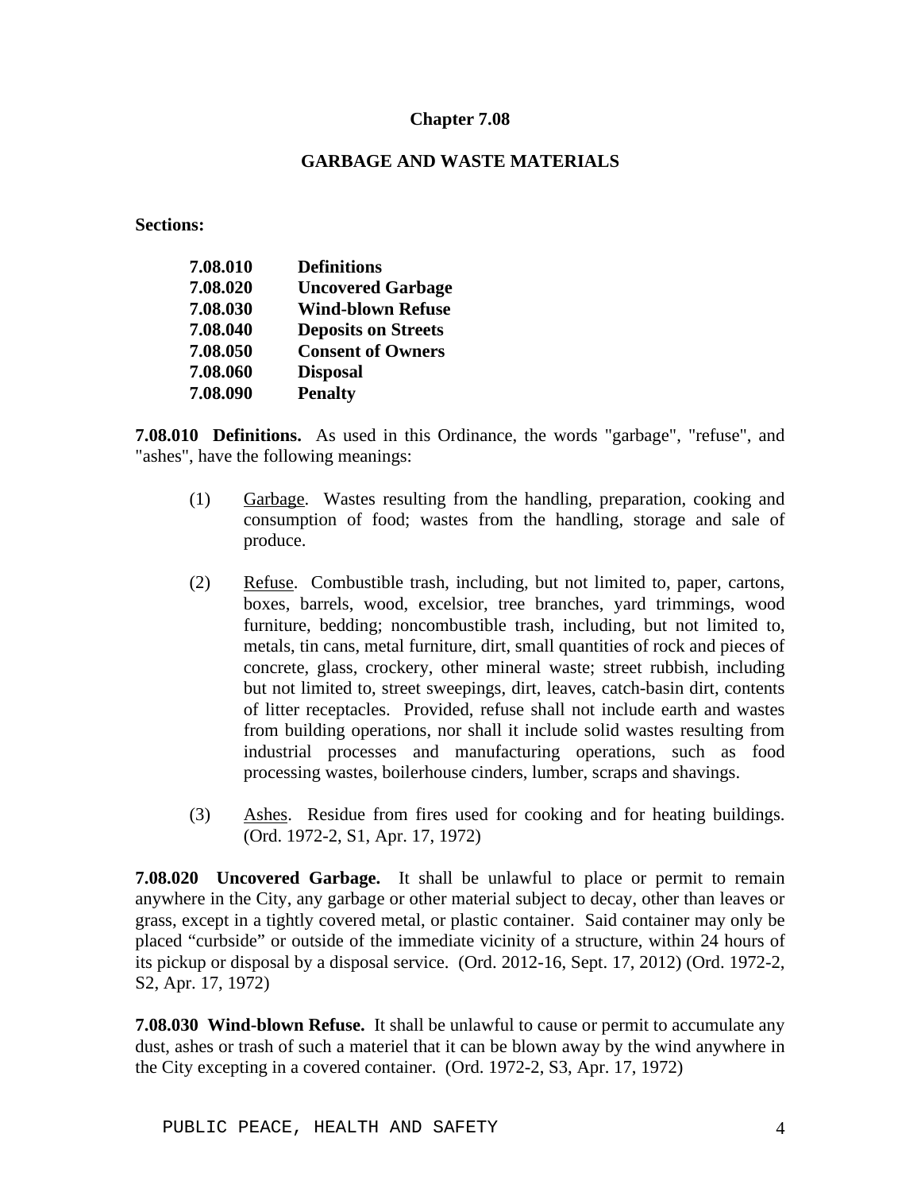# Chapter 7.08

## GARBAGE AND WASTE MATERIALS

**Sections:**

| | |
|---|---|
| **7.08.010** | **Definitions** |
| **7.08.020** | **Uncovered Garbage** |
| **7.08.030** | **Wind-blown Refuse** |
| **7.08.040** | **Deposits on Streets** |
| **7.08.050** | **Consent of Owners** |
| **7.08.060** | **Disposal** |
| **7.08.090** | **Penalty** |

**7.08.010 Definitions.** As used in this Ordinance, the words "garbage", "refuse", and "ashes", have the following meanings:

(1) Garbage. Wastes resulting from the handling, preparation, cooking and consumption of food; wastes from the handling, storage and sale of produce.

(2) Refuse. Combustible trash, including, but not limited to, paper, cartons, boxes, barrels, wood, excelsior, tree branches, yard trimmings, wood furniture, bedding; noncombustible trash, including, but not limited to, metals, tin cans, metal furniture, dirt, small quantities of rock and pieces of concrete, glass, crockery, other mineral waste; street rubbish, including but not limited to, street sweepings, dirt, leaves, catch-basin dirt, contents of litter receptacles. Provided, refuse shall not include earth and wastes from building operations, nor shall it include solid wastes resulting from industrial processes and manufacturing operations, such as food processing wastes, boilerhouse cinders, lumber, scraps and shavings.

(3) Ashes. Residue from fires used for cooking and for heating buildings. (Ord. 1972-2, S1, Apr. 17, 1972)

**7.08.020 Uncovered Garbage.** It shall be unlawful to place or permit to remain anywhere in the City, any garbage or other material subject to decay, other than leaves or grass, except in a tightly covered metal, or plastic container. Said container may only be placed "curbside" or outside of the immediate vicinity of a structure, within 24 hours of its pickup or disposal by a disposal service. (Ord. 2012-16, Sept. 17, 2012) (Ord. 1972-2, S2, Apr. 17, 1972)

**7.08.030 Wind-blown Refuse.** It shall be unlawful to cause or permit to accumulate any dust, ashes or trash of such a materiel that it can be blown away by the wind anywhere in the City excepting in a covered container. (Ord. 1972-2, S3, Apr. 17, 1972)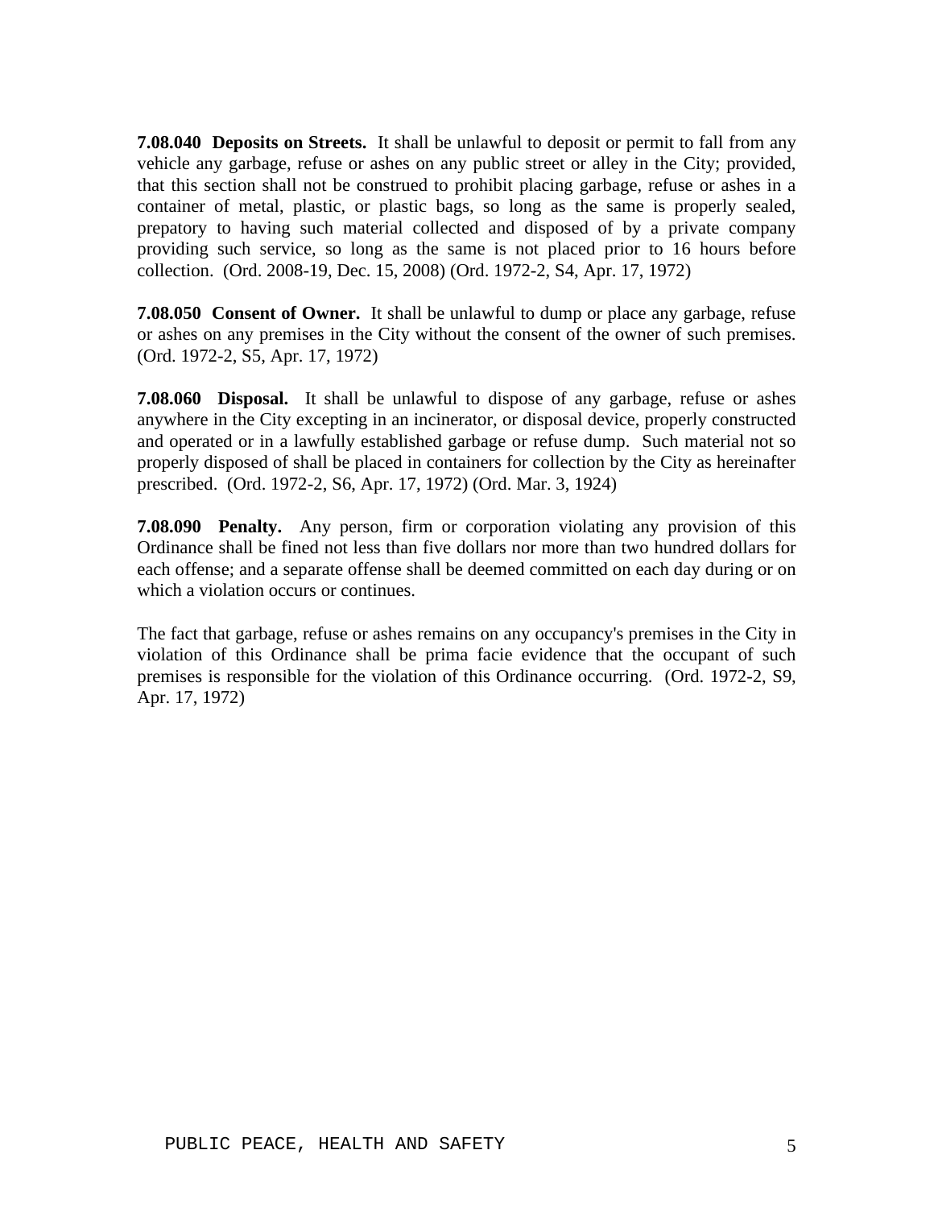**7.08.040 Deposits on Streets.** It shall be unlawful to deposit or permit to fall from any vehicle any garbage, refuse or ashes on any public street or alley in the City; provided, that this section shall not be construed to prohibit placing garbage, refuse or ashes in a container of metal, plastic, or plastic bags, so long as the same is properly sealed, prepatory to having such material collected and disposed of by a private company providing such service, so long as the same is not placed prior to 16 hours before collection. (Ord. 2008-19, Dec. 15, 2008) (Ord. 1972-2, S4, Apr. 17, 1972)

**7.08.050 Consent of Owner.** It shall be unlawful to dump or place any garbage, refuse or ashes on any premises in the City without the consent of the owner of such premises. (Ord. 1972-2, S5, Apr. 17, 1972)

**7.08.060 Disposal.** It shall be unlawful to dispose of any garbage, refuse or ashes anywhere in the City excepting in an incinerator, or disposal device, properly constructed and operated or in a lawfully established garbage or refuse dump. Such material not so properly disposed of shall be placed in containers for collection by the City as hereinafter prescribed. (Ord. 1972-2, S6, Apr. 17, 1972) (Ord. Mar. 3, 1924)

**7.08.090 Penalty.** Any person, firm or corporation violating any provision of this Ordinance shall be fined not less than five dollars nor more than two hundred dollars for each offense; and a separate offense shall be deemed committed on each day during or on which a violation occurs or continues.

The fact that garbage, refuse or ashes remains on any occupancy's premises in the City in violation of this Ordinance shall be prima facie evidence that the occupant of such premises is responsible for the violation of this Ordinance occurring. (Ord. 1972-2, S9, Apr. 17, 1972)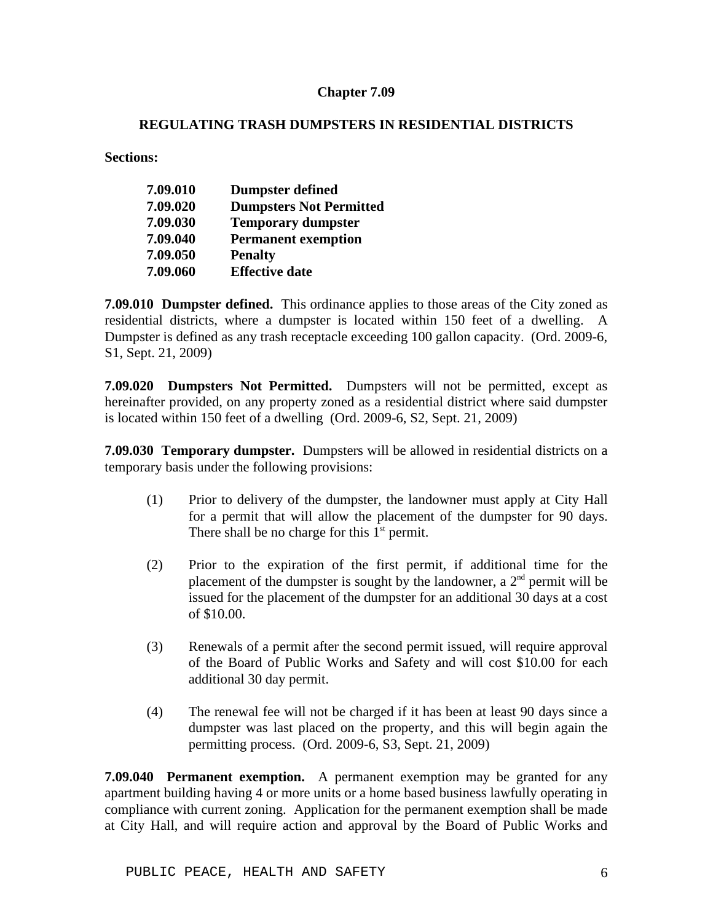## Chapter 7.09

## REGULATING TRASH DUMPSTERS IN RESIDENTIAL DISTRICTS

**Sections:**

| | |
|---|---|
| **7.09.010** | **Dumpster defined** |
| **7.09.020** | **Dumpsters Not Permitted** |
| **7.09.030** | **Temporary dumpster** |
| **7.09.040** | **Permanent exemption** |
| **7.09.050** | **Penalty** |
| **7.09.060** | **Effective date** |

**7.09.010 Dumpster defined.** This ordinance applies to those areas of the City zoned as residential districts, where a dumpster is located within 150 feet of a dwelling. A Dumpster is defined as any trash receptacle exceeding 100 gallon capacity. (Ord. 2009-6, S1, Sept. 21, 2009)

**7.09.020 Dumpsters Not Permitted.** Dumpsters will not be permitted, except as hereinafter provided, on any property zoned as a residential district where said dumpster is located within 150 feet of a dwelling (Ord. 2009-6, S2, Sept. 21, 2009)

**7.09.030 Temporary dumpster.** Dumpsters will be allowed in residential districts on a temporary basis under the following provisions:

(1) Prior to delivery of the dumpster, the landowner must apply at City Hall for a permit that will allow the placement of the dumpster for 90 days. There shall be no charge for this 1st permit.

(2) Prior to the expiration of the first permit, if additional time for the placement of the dumpster is sought by the landowner, a 2nd permit will be issued for the placement of the dumpster for an additional 30 days at a cost of $10.00.

(3) Renewals of a permit after the second permit issued, will require approval of the Board of Public Works and Safety and will cost $10.00 for each additional 30 day permit.

(4) The renewal fee will not be charged if it has been at least 90 days since a dumpster was last placed on the property, and this will begin again the permitting process. (Ord. 2009-6, S3, Sept. 21, 2009)

**7.09.040 Permanent exemption.** A permanent exemption may be granted for any apartment building having 4 or more units or a home based business lawfully operating in compliance with current zoning. Application for the permanent exemption shall be made at City Hall, and will require action and approval by the Board of Public Works and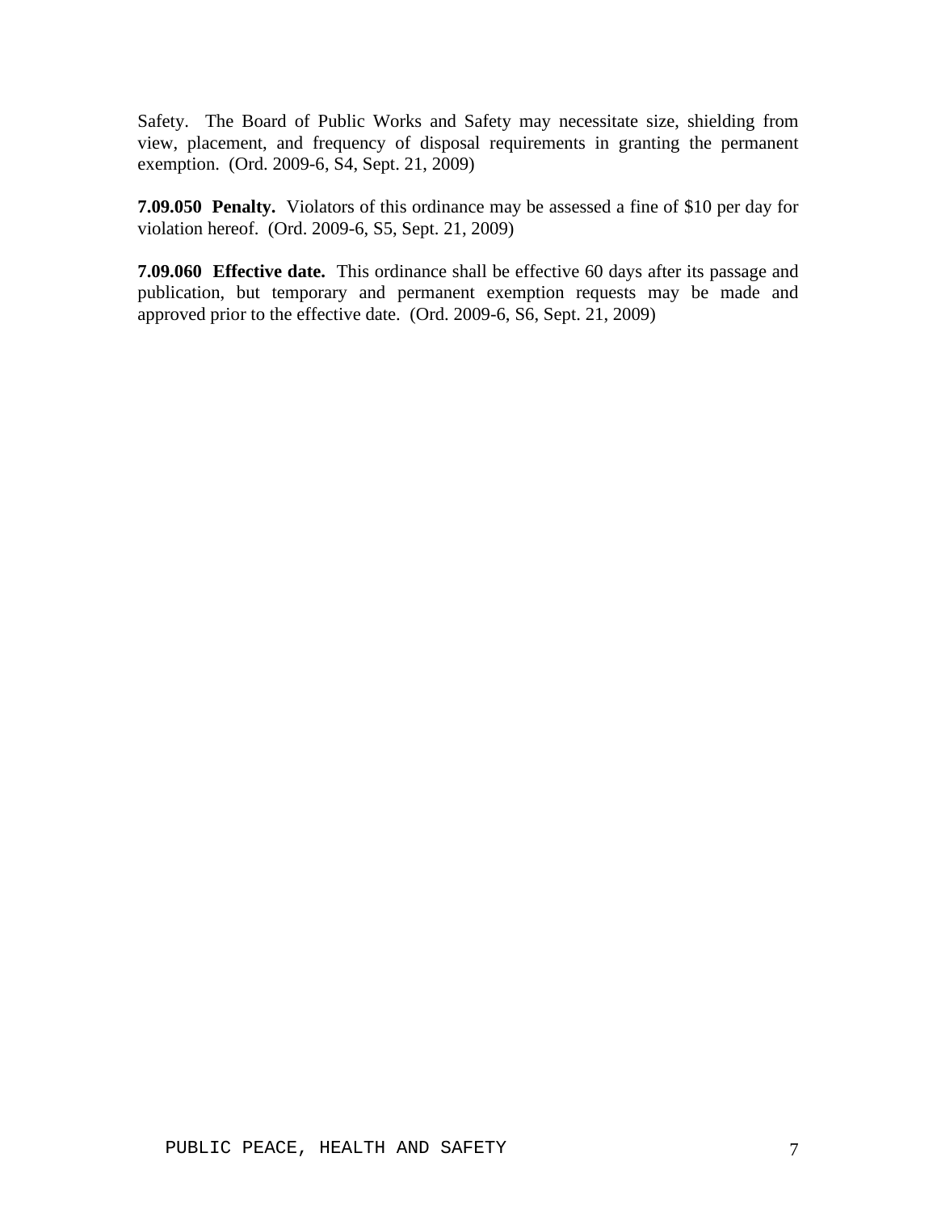Safety. The Board of Public Works and Safety may necessitate size, shielding from view, placement, and frequency of disposal requirements in granting the permanent exemption. (Ord. 2009-6, S4, Sept. 21, 2009)

**7.09.050 Penalty.** Violators of this ordinance may be assessed a fine of $10 per day for violation hereof. (Ord. 2009-6, S5, Sept. 21, 2009)

**7.09.060 Effective date.** This ordinance shall be effective 60 days after its passage and publication, but temporary and permanent exemption requests may be made and approved prior to the effective date. (Ord. 2009-6, S6, Sept. 21, 2009)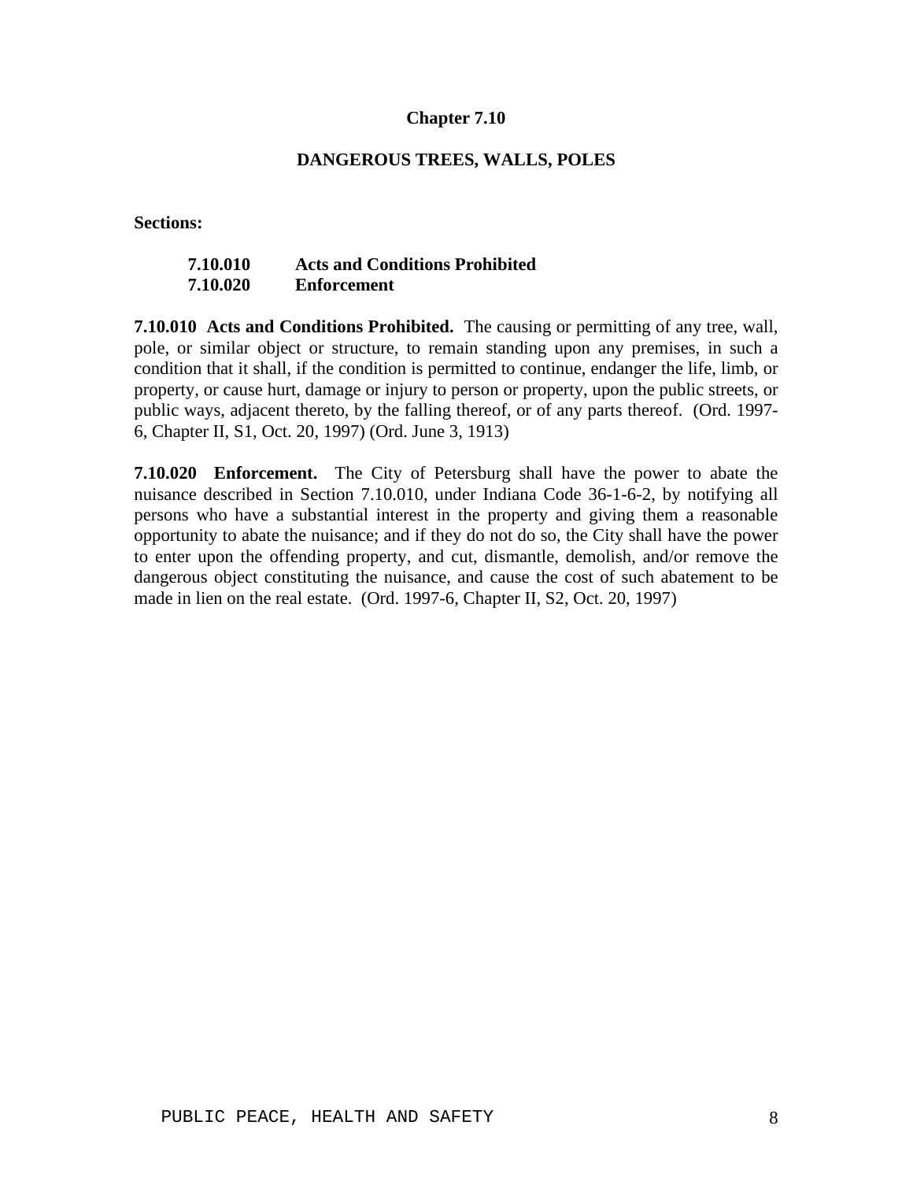# Chapter 7.10

## DANGEROUS TREES, WALLS, POLES

**Sections:**

**7.10.010 Acts and Conditions Prohibited**
**7.10.020 Enforcement**

**7.10.010 Acts and Conditions Prohibited.** The causing or permitting of any tree, wall, pole, or similar object or structure, to remain standing upon any premises, in such a condition that it shall, if the condition is permitted to continue, endanger the life, limb, or property, or cause hurt, damage or injury to person or property, upon the public streets, or public ways, adjacent thereto, by the falling thereof, or of any parts thereof. (Ord. 1997-6, Chapter II, S1, Oct. 20, 1997) (Ord. June 3, 1913)

**7.10.020 Enforcement.** The City of Petersburg shall have the power to abate the nuisance described in Section 7.10.010, under Indiana Code 36-1-6-2, by notifying all persons who have a substantial interest in the property and giving them a reasonable opportunity to abate the nuisance; and if they do not do so, the City shall have the power to enter upon the offending property, and cut, dismantle, demolish, and/or remove the dangerous object constituting the nuisance, and cause the cost of such abatement to be made in lien on the real estate. (Ord. 1997-6, Chapter II, S2, Oct. 20, 1997)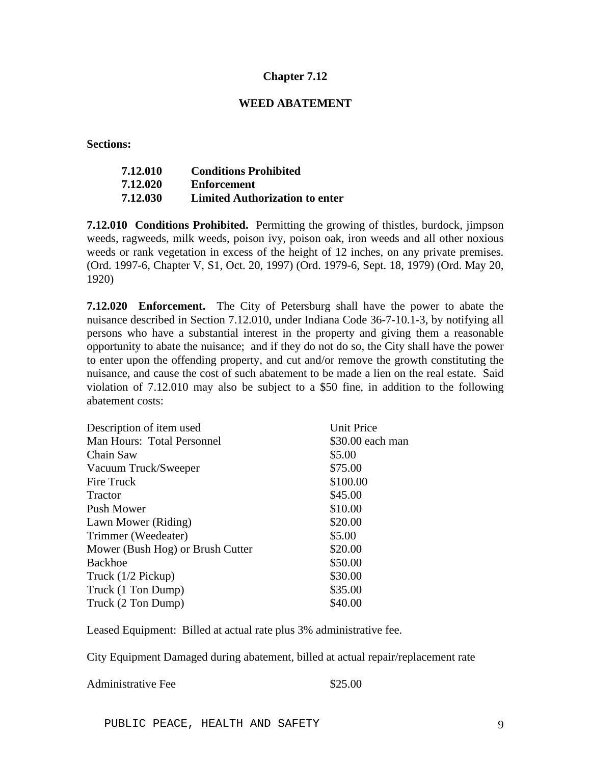## Chapter 7.12

### WEED ABATEMENT

**Sections:**

| | |
|---|---|
| **7.12.010** | **Conditions Prohibited** |
| **7.12.020** | **Enforcement** |
| **7.12.030** | **Limited Authorization to enter** |

**7.12.010 Conditions Prohibited.** Permitting the growing of thistles, burdock, jimpson weeds, ragweeds, milk weeds, poison ivy, poison oak, iron weeds and all other noxious weeds or rank vegetation in excess of the height of 12 inches, on any private premises. (Ord. 1997-6, Chapter V, S1, Oct. 20, 1997) (Ord. 1979-6, Sept. 18, 1979) (Ord. May 20, 1920)

**7.12.020 Enforcement.** The City of Petersburg shall have the power to abate the nuisance described in Section 7.12.010, under Indiana Code 36-7-10.1-3, by notifying all persons who have a substantial interest in the property and giving them a reasonable opportunity to abate the nuisance; and if they do not do so, the City shall have the power to enter upon the offending property, and cut and/or remove the growth constituting the nuisance, and cause the cost of such abatement to be made a lien on the real estate. Said violation of 7.12.010 may also be subject to a $50 fine, in addition to the following abatement costs:

| Description of item used | Unit Price |
|---|---|
| Man Hours: Total Personnel | $30.00 each man |
| Chain Saw | $5.00 |
| Vacuum Truck/Sweeper | $75.00 |
| Fire Truck | $100.00 |
| Tractor | $45.00 |
| Push Mower | $10.00 |
| Lawn Mower (Riding) | $20.00 |
| Trimmer (Weedeater) | $5.00 |
| Mower (Bush Hog) or Brush Cutter | $20.00 |
| Backhoe | $50.00 |
| Truck (1/2 Pickup) | $30.00 |
| Truck (1 Ton Dump) | $35.00 |
| Truck (2 Ton Dump) | $40.00 |

Leased Equipment: Billed at actual rate plus 3% administrative fee.

City Equipment Damaged during abatement, billed at actual repair/replacement rate

| | |
|---|---|
| Administrative Fee | $25.00 |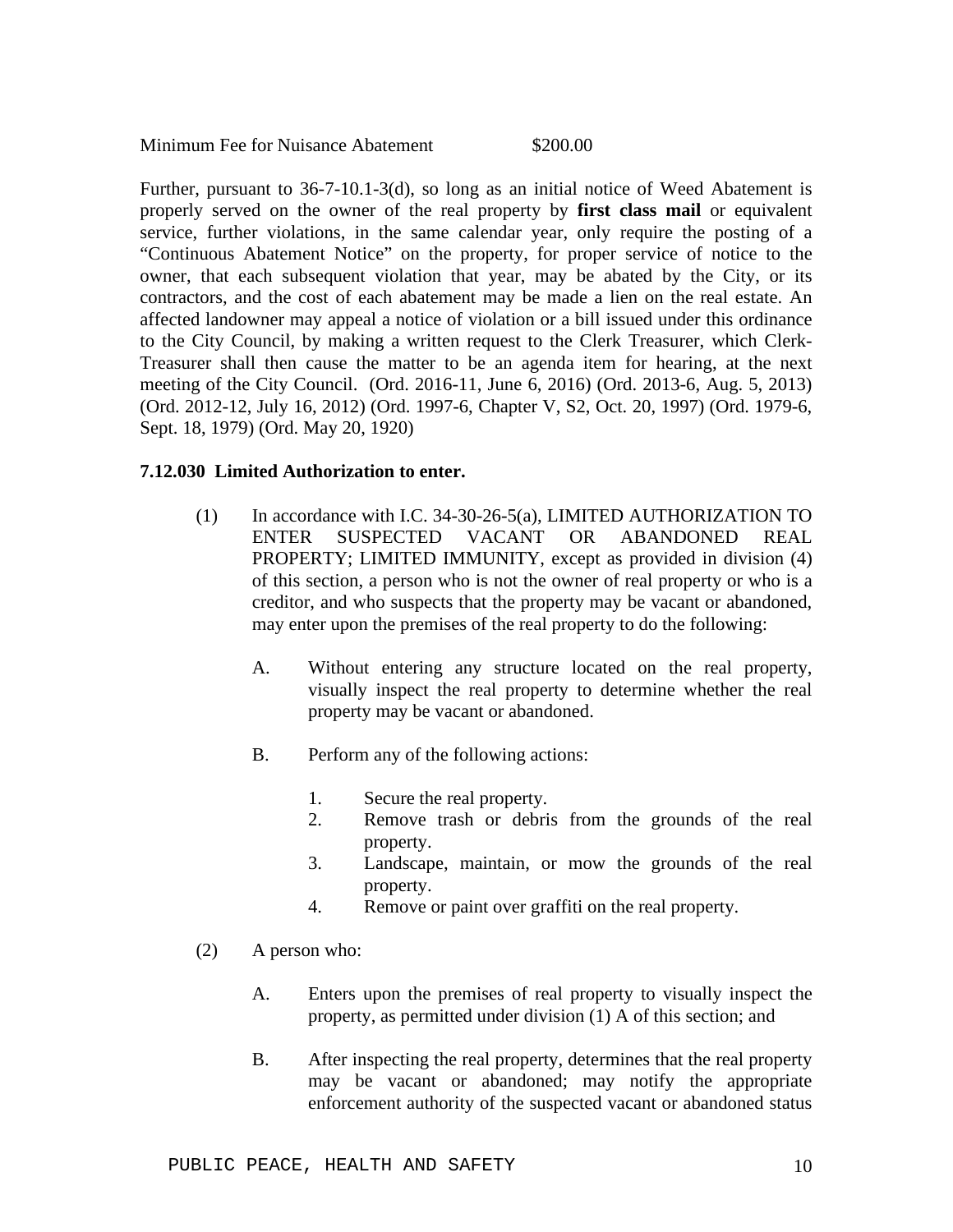Minimum Fee for Nuisance Abatement $200.00

Further, pursuant to 36-7-10.1-3(d), so long as an initial notice of Weed Abatement is properly served on the owner of the real property by **first class mail** or equivalent service, further violations, in the same calendar year, only require the posting of a "Continuous Abatement Notice" on the property, for proper service of notice to the owner, that each subsequent violation that year, may be abated by the City, or its contractors, and the cost of each abatement may be made a lien on the real estate. An affected landowner may appeal a notice of violation or a bill issued under this ordinance to the City Council, by making a written request to the Clerk Treasurer, which Clerk-Treasurer shall then cause the matter to be an agenda item for hearing, at the next meeting of the City Council. (Ord. 2016-11, June 6, 2016) (Ord. 2013-6, Aug. 5, 2013) (Ord. 2012-12, July 16, 2012) (Ord. 1997-6, Chapter V, S2, Oct. 20, 1997) (Ord. 1979-6, Sept. 18, 1979) (Ord. May 20, 1920)

**7.12.030 Limited Authorization to enter.**

(1) In accordance with I.C. 34-30-26-5(a), LIMITED AUTHORIZATION TO ENTER SUSPECTED VACANT OR ABANDONED REAL PROPERTY; LIMITED IMMUNITY, except as provided in division (4) of this section, a person who is not the owner of real property or who is a creditor, and who suspects that the property may be vacant or abandoned, may enter upon the premises of the real property to do the following:

A. Without entering any structure located on the real property, visually inspect the real property to determine whether the real property may be vacant or abandoned.

B. Perform any of the following actions:

1. Secure the real property.
2. Remove trash or debris from the grounds of the real property.
3. Landscape, maintain, or mow the grounds of the real property.
4. Remove or paint over graffiti on the real property.

(2) A person who:

A. Enters upon the premises of real property to visually inspect the property, as permitted under division (1) A of this section; and

B. After inspecting the real property, determines that the real property may be vacant or abandoned; may notify the appropriate enforcement authority of the suspected vacant or abandoned status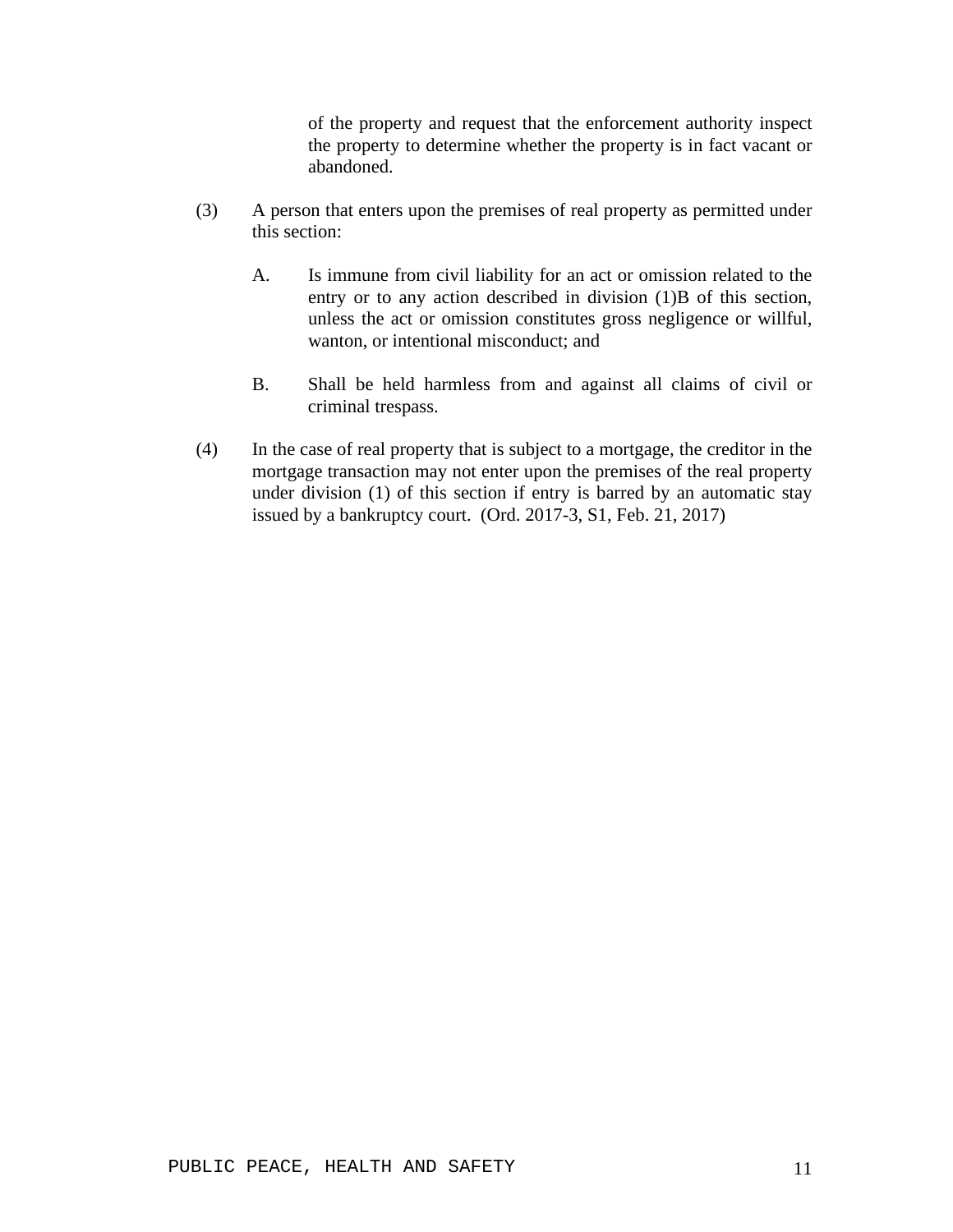of the property and request that the enforcement authority inspect the property to determine whether the property is in fact vacant or abandoned.

(3) A person that enters upon the premises of real property as permitted under this section:

A. Is immune from civil liability for an act or omission related to the entry or to any action described in division (1)B of this section, unless the act or omission constitutes gross negligence or willful, wanton, or intentional misconduct; and

B. Shall be held harmless from and against all claims of civil or criminal trespass.

(4) In the case of real property that is subject to a mortgage, the creditor in the mortgage transaction may not enter upon the premises of the real property under division (1) of this section if entry is barred by an automatic stay issued by a bankruptcy court. (Ord. 2017-3, S1, Feb. 21, 2017)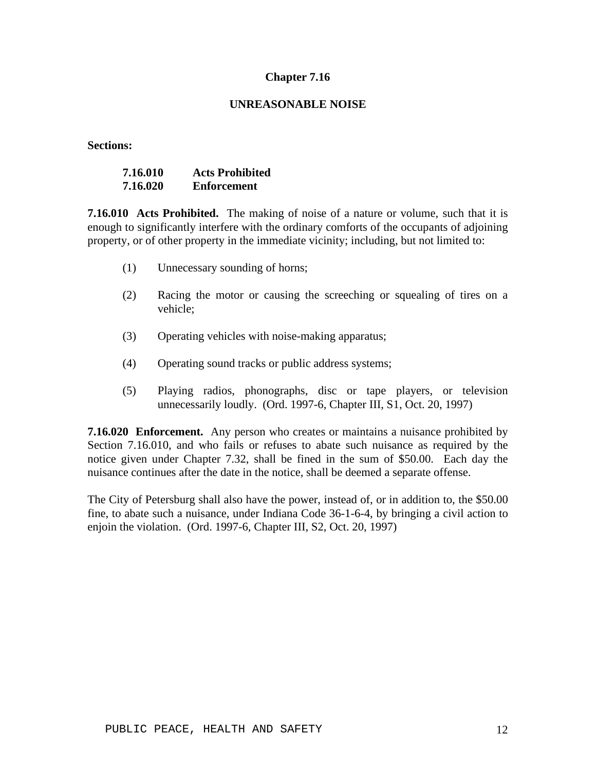# Chapter 7.16

## UNREASONABLE NOISE

**Sections:**

**7.16.010 Acts Prohibited**
**7.16.020 Enforcement**

**7.16.010 Acts Prohibited.** The making of noise of a nature or volume, such that it is enough to significantly interfere with the ordinary comforts of the occupants of adjoining property, or of other property in the immediate vicinity; including, but not limited to:

(1) Unnecessary sounding of horns;

(2) Racing the motor or causing the screeching or squealing of tires on a vehicle;

(3) Operating vehicles with noise-making apparatus;

(4) Operating sound tracks or public address systems;

(5) Playing radios, phonographs, disc or tape players, or television unnecessarily loudly. (Ord. 1997-6, Chapter III, S1, Oct. 20, 1997)

**7.16.020 Enforcement.** Any person who creates or maintains a nuisance prohibited by Section 7.16.010, and who fails or refuses to abate such nuisance as required by the notice given under Chapter 7.32, shall be fined in the sum of $50.00. Each day the nuisance continues after the date in the notice, shall be deemed a separate offense.

The City of Petersburg shall also have the power, instead of, or in addition to, the $50.00 fine, to abate such a nuisance, under Indiana Code 36-1-6-4, by bringing a civil action to enjoin the violation. (Ord. 1997-6, Chapter III, S2, Oct. 20, 1997)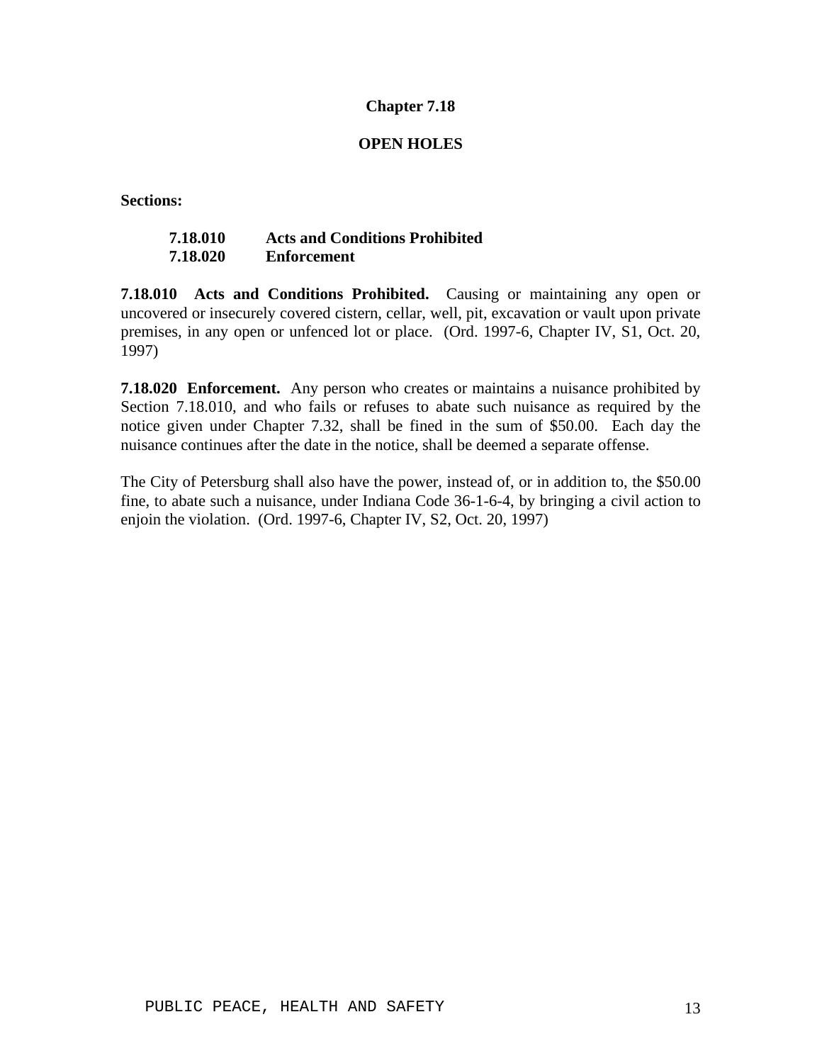# Chapter 7.18

## OPEN HOLES

**Sections:**

**7.18.010 Acts and Conditions Prohibited**
**7.18.020 Enforcement**

**7.18.010 Acts and Conditions Prohibited.** Causing or maintaining any open or uncovered or insecurely covered cistern, cellar, well, pit, excavation or vault upon private premises, in any open or unfenced lot or place. (Ord. 1997-6, Chapter IV, S1, Oct. 20, 1997)

**7.18.020 Enforcement.** Any person who creates or maintains a nuisance prohibited by Section 7.18.010, and who fails or refuses to abate such nuisance as required by the notice given under Chapter 7.32, shall be fined in the sum of $50.00. Each day the nuisance continues after the date in the notice, shall be deemed a separate offense.

The City of Petersburg shall also have the power, instead of, or in addition to, the $50.00 fine, to abate such a nuisance, under Indiana Code 36-1-6-4, by bringing a civil action to enjoin the violation. (Ord. 1997-6, Chapter IV, S2, Oct. 20, 1997)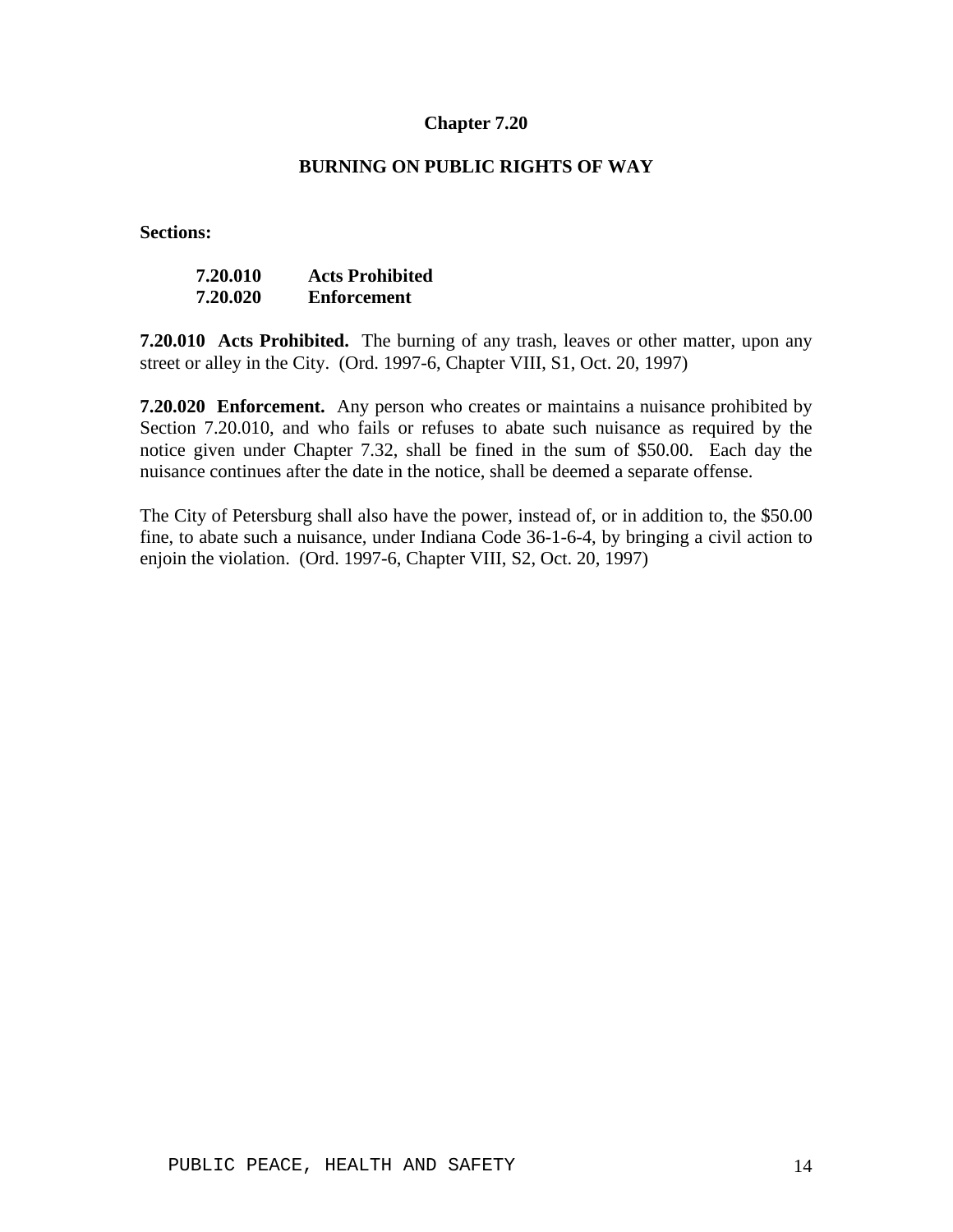# Chapter 7.20

## BURNING ON PUBLIC RIGHTS OF WAY

**Sections:**

**7.20.010 Acts Prohibited**
**7.20.020 Enforcement**

**7.20.010 Acts Prohibited.** The burning of any trash, leaves or other matter, upon any street or alley in the City. (Ord. 1997-6, Chapter VIII, S1, Oct. 20, 1997)

**7.20.020 Enforcement.** Any person who creates or maintains a nuisance prohibited by Section 7.20.010, and who fails or refuses to abate such nuisance as required by the notice given under Chapter 7.32, shall be fined in the sum of $50.00. Each day the nuisance continues after the date in the notice, shall be deemed a separate offense.

The City of Petersburg shall also have the power, instead of, or in addition to, the $50.00 fine, to abate such a nuisance, under Indiana Code 36-1-6-4, by bringing a civil action to enjoin the violation. (Ord. 1997-6, Chapter VIII, S2, Oct. 20, 1997)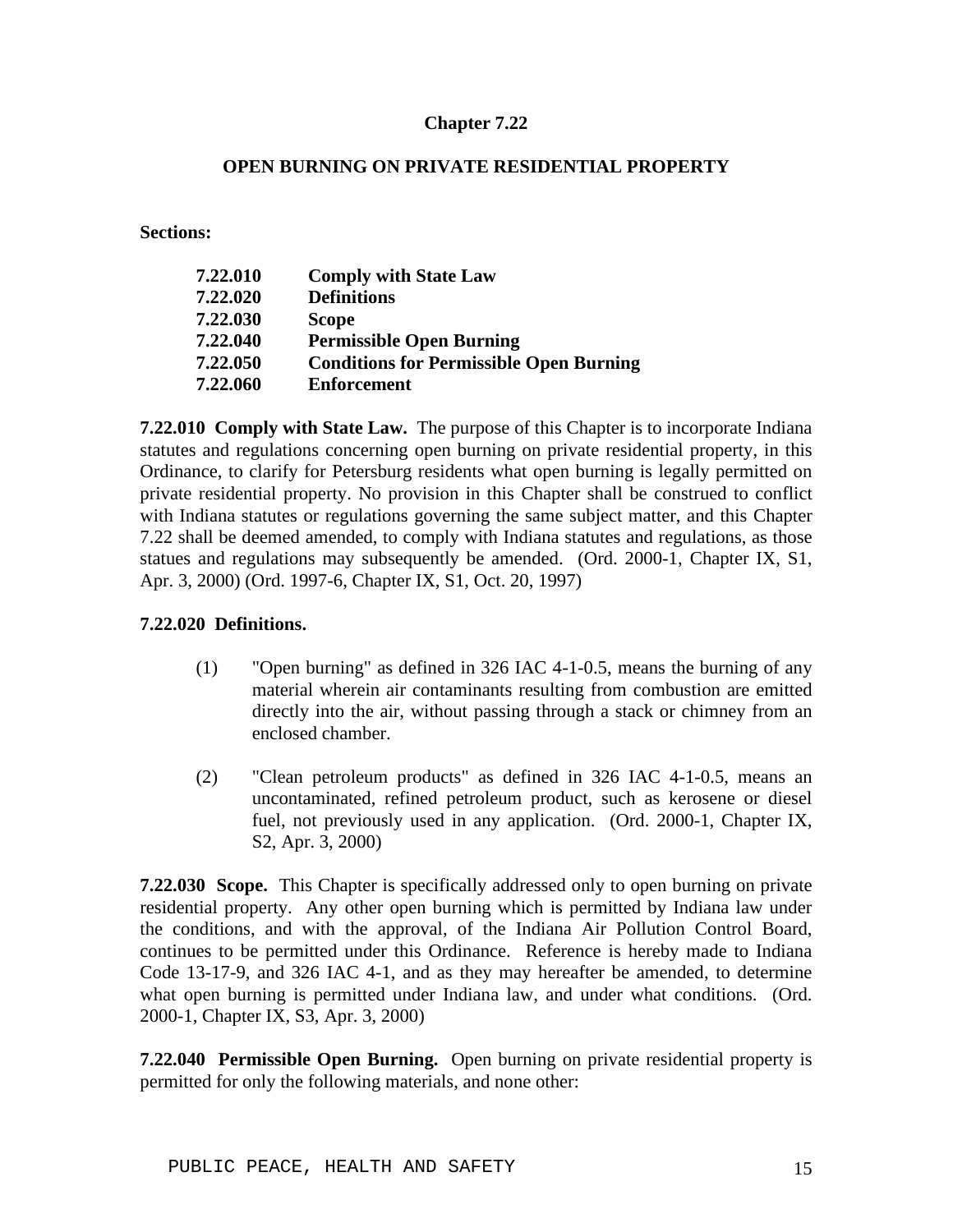## Chapter 7.22

### OPEN BURNING ON PRIVATE RESIDENTIAL PROPERTY

**Sections:**

| | |
|---|---|
| **7.22.010** | **Comply with State Law** |
| **7.22.020** | **Definitions** |
| **7.22.030** | **Scope** |
| **7.22.040** | **Permissible Open Burning** |
| **7.22.050** | **Conditions for Permissible Open Burning** |
| **7.22.060** | **Enforcement** |

**7.22.010 Comply with State Law.** The purpose of this Chapter is to incorporate Indiana statutes and regulations concerning open burning on private residential property, in this Ordinance, to clarify for Petersburg residents what open burning is legally permitted on private residential property. No provision in this Chapter shall be construed to conflict with Indiana statutes or regulations governing the same subject matter, and this Chapter 7.22 shall be deemed amended, to comply with Indiana statutes and regulations, as those statues and regulations may subsequently be amended. (Ord. 2000-1, Chapter IX, S1, Apr. 3, 2000) (Ord. 1997-6, Chapter IX, S1, Oct. 20, 1997)

**7.22.020 Definitions.**

(1) "Open burning" as defined in 326 IAC 4-1-0.5, means the burning of any material wherein air contaminants resulting from combustion are emitted directly into the air, without passing through a stack or chimney from an enclosed chamber.

(2) "Clean petroleum products" as defined in 326 IAC 4-1-0.5, means an uncontaminated, refined petroleum product, such as kerosene or diesel fuel, not previously used in any application. (Ord. 2000-1, Chapter IX, S2, Apr. 3, 2000)

**7.22.030 Scope.** This Chapter is specifically addressed only to open burning on private residential property. Any other open burning which is permitted by Indiana law under the conditions, and with the approval, of the Indiana Air Pollution Control Board, continues to be permitted under this Ordinance. Reference is hereby made to Indiana Code 13-17-9, and 326 IAC 4-1, and as they may hereafter be amended, to determine what open burning is permitted under Indiana law, and under what conditions. (Ord. 2000-1, Chapter IX, S3, Apr. 3, 2000)

**7.22.040 Permissible Open Burning.** Open burning on private residential property is permitted for only the following materials, and none other: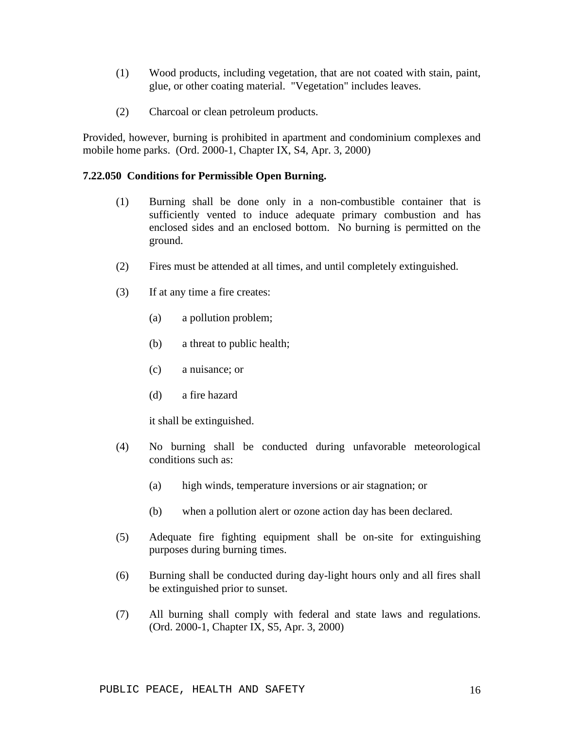(1) Wood products, including vegetation, that are not coated with stain, paint, glue, or other coating material. "Vegetation" includes leaves.

(2) Charcoal or clean petroleum products.

Provided, however, burning is prohibited in apartment and condominium complexes and mobile home parks. (Ord. 2000-1, Chapter IX, S4, Apr. 3, 2000)

**7.22.050 Conditions for Permissible Open Burning.**

(1) Burning shall be done only in a non-combustible container that is sufficiently vented to induce adequate primary combustion and has enclosed sides and an enclosed bottom. No burning is permitted on the ground.

(2) Fires must be attended at all times, and until completely extinguished.

(3) If at any time a fire creates:

(a) a pollution problem;

(b) a threat to public health;

(c) a nuisance; or

(d) a fire hazard

it shall be extinguished.

(4) No burning shall be conducted during unfavorable meteorological conditions such as:

(a) high winds, temperature inversions or air stagnation; or

(b) when a pollution alert or ozone action day has been declared.

(5) Adequate fire fighting equipment shall be on-site for extinguishing purposes during burning times.

(6) Burning shall be conducted during day-light hours only and all fires shall be extinguished prior to sunset.

(7) All burning shall comply with federal and state laws and regulations. (Ord. 2000-1, Chapter IX, S5, Apr. 3, 2000)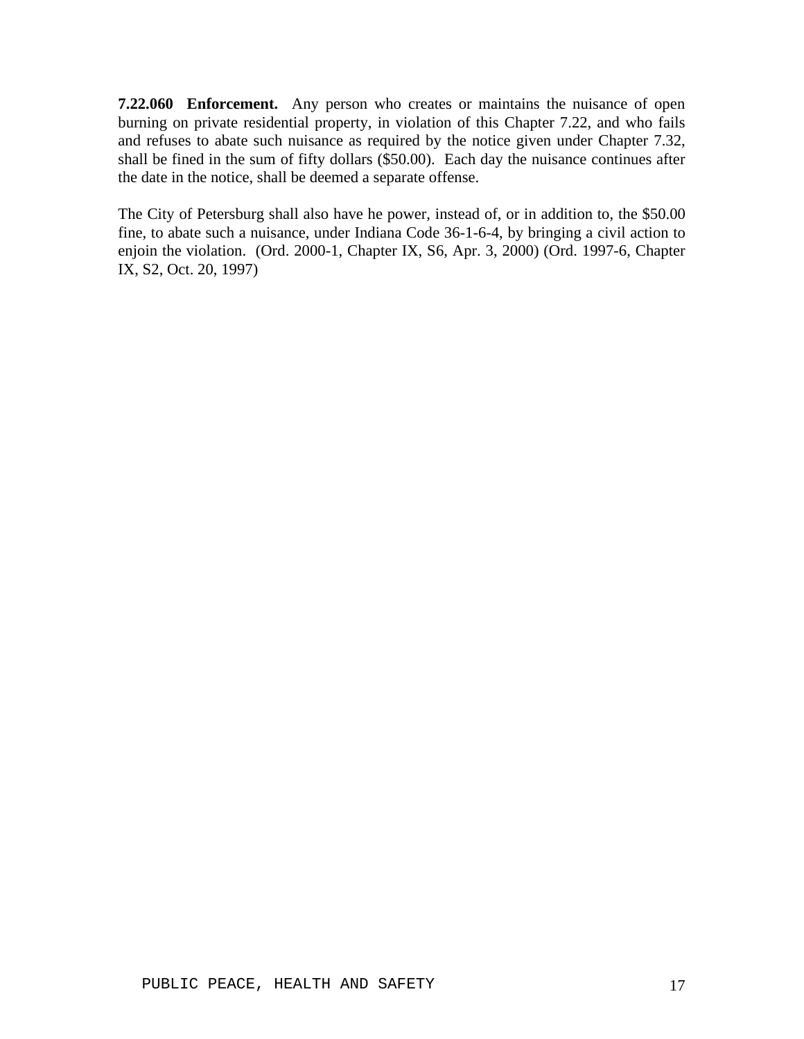**7.22.060 Enforcement.** Any person who creates or maintains the nuisance of open burning on private residential property, in violation of this Chapter 7.22, and who fails and refuses to abate such nuisance as required by the notice given under Chapter 7.32, shall be fined in the sum of fifty dollars ($50.00). Each day the nuisance continues after the date in the notice, shall be deemed a separate offense.

The City of Petersburg shall also have he power, instead of, or in addition to, the $50.00 fine, to abate such a nuisance, under Indiana Code 36-1-6-4, by bringing a civil action to enjoin the violation. (Ord. 2000-1, Chapter IX, S6, Apr. 3, 2000) (Ord. 1997-6, Chapter IX, S2, Oct. 20, 1997)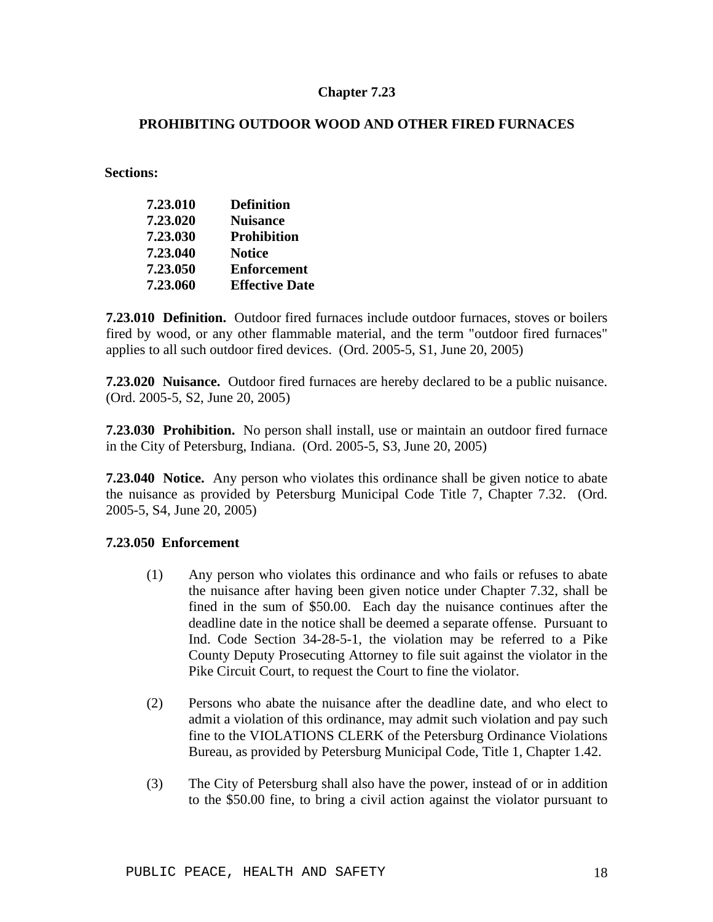# Chapter 7.23

## PROHIBITING OUTDOOR WOOD AND OTHER FIRED FURNACES

**Sections:**

| | |
|---|---|
| **7.23.010** | **Definition** |
| **7.23.020** | **Nuisance** |
| **7.23.030** | **Prohibition** |
| **7.23.040** | **Notice** |
| **7.23.050** | **Enforcement** |
| **7.23.060** | **Effective Date** |

**7.23.010 Definition.** Outdoor fired furnaces include outdoor furnaces, stoves or boilers fired by wood, or any other flammable material, and the term "outdoor fired furnaces" applies to all such outdoor fired devices. (Ord. 2005-5, S1, June 20, 2005)

**7.23.020 Nuisance.** Outdoor fired furnaces are hereby declared to be a public nuisance. (Ord. 2005-5, S2, June 20, 2005)

**7.23.030 Prohibition.** No person shall install, use or maintain an outdoor fired furnace in the City of Petersburg, Indiana. (Ord. 2005-5, S3, June 20, 2005)

**7.23.040 Notice.** Any person who violates this ordinance shall be given notice to abate the nuisance as provided by Petersburg Municipal Code Title 7, Chapter 7.32. (Ord. 2005-5, S4, June 20, 2005)

**7.23.050 Enforcement**

(1) Any person who violates this ordinance and who fails or refuses to abate the nuisance after having been given notice under Chapter 7.32, shall be fined in the sum of $50.00. Each day the nuisance continues after the deadline date in the notice shall be deemed a separate offense. Pursuant to Ind. Code Section 34-28-5-1, the violation may be referred to a Pike County Deputy Prosecuting Attorney to file suit against the violator in the Pike Circuit Court, to request the Court to fine the violator.

(2) Persons who abate the nuisance after the deadline date, and who elect to admit a violation of this ordinance, may admit such violation and pay such fine to the VIOLATIONS CLERK of the Petersburg Ordinance Violations Bureau, as provided by Petersburg Municipal Code, Title 1, Chapter 1.42.

(3) The City of Petersburg shall also have the power, instead of or in addition to the $50.00 fine, to bring a civil action against the violator pursuant to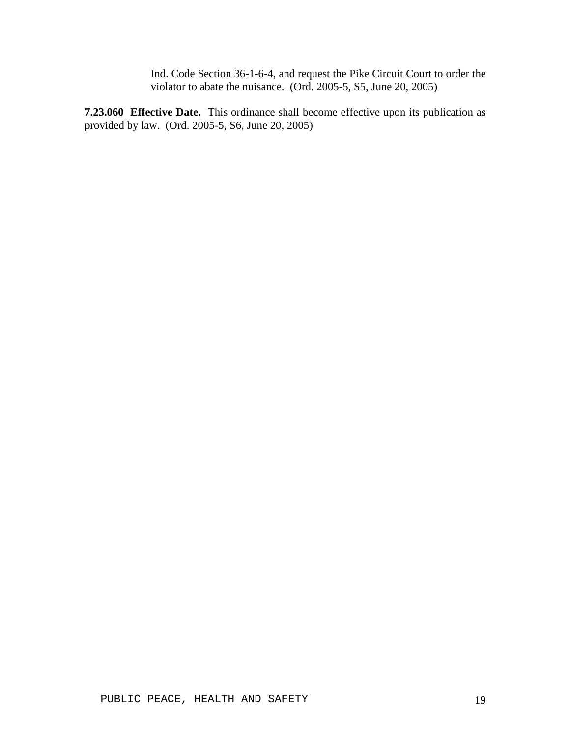Ind. Code Section 36-1-6-4, and request the Pike Circuit Court to order the violator to abate the nuisance. (Ord. 2005-5, S5, June 20, 2005)

**7.23.060 Effective Date.** This ordinance shall become effective upon its publication as provided by law. (Ord. 2005-5, S6, June 20, 2005)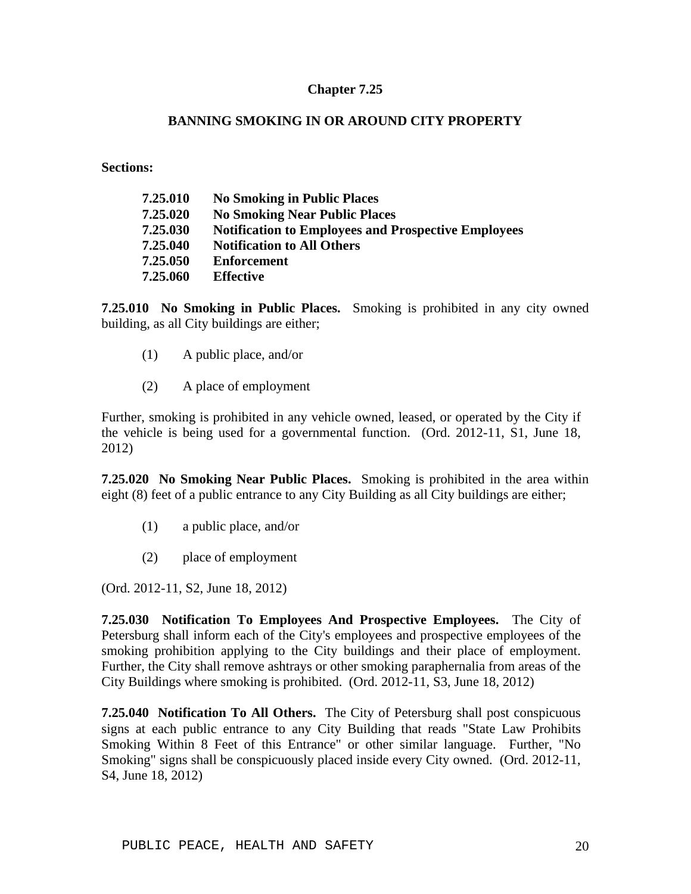## Chapter 7.25

## BANNING SMOKING IN OR AROUND CITY PROPERTY

**Sections:**

| | |
|---|---|
| **7.25.010** | **No Smoking in Public Places** |
| **7.25.020** | **No Smoking Near Public Places** |
| **7.25.030** | **Notification to Employees and Prospective Employees** |
| **7.25.040** | **Notification to All Others** |
| **7.25.050** | **Enforcement** |
| **7.25.060** | **Effective** |

**7.25.010 No Smoking in Public Places.** Smoking is prohibited in any city owned building, as all City buildings are either;

(1) A public place, and/or

(2) A place of employment

Further, smoking is prohibited in any vehicle owned, leased, or operated by the City if the vehicle is being used for a governmental function. (Ord. 2012-11, S1, June 18, 2012)

**7.25.020 No Smoking Near Public Places.** Smoking is prohibited in the area within eight (8) feet of a public entrance to any City Building as all City buildings are either;

(1) a public place, and/or

(2) place of employment

(Ord. 2012-11, S2, June 18, 2012)

**7.25.030 Notification To Employees And Prospective Employees.** The City of Petersburg shall inform each of the City's employees and prospective employees of the smoking prohibition applying to the City buildings and their place of employment. Further, the City shall remove ashtrays or other smoking paraphernalia from areas of the City Buildings where smoking is prohibited. (Ord. 2012-11, S3, June 18, 2012)

**7.25.040 Notification To All Others.** The City of Petersburg shall post conspicuous signs at each public entrance to any City Building that reads "State Law Prohibits Smoking Within 8 Feet of this Entrance" or other similar language. Further, "No Smoking" signs shall be conspicuously placed inside every City owned. (Ord. 2012-11, S4, June 18, 2012)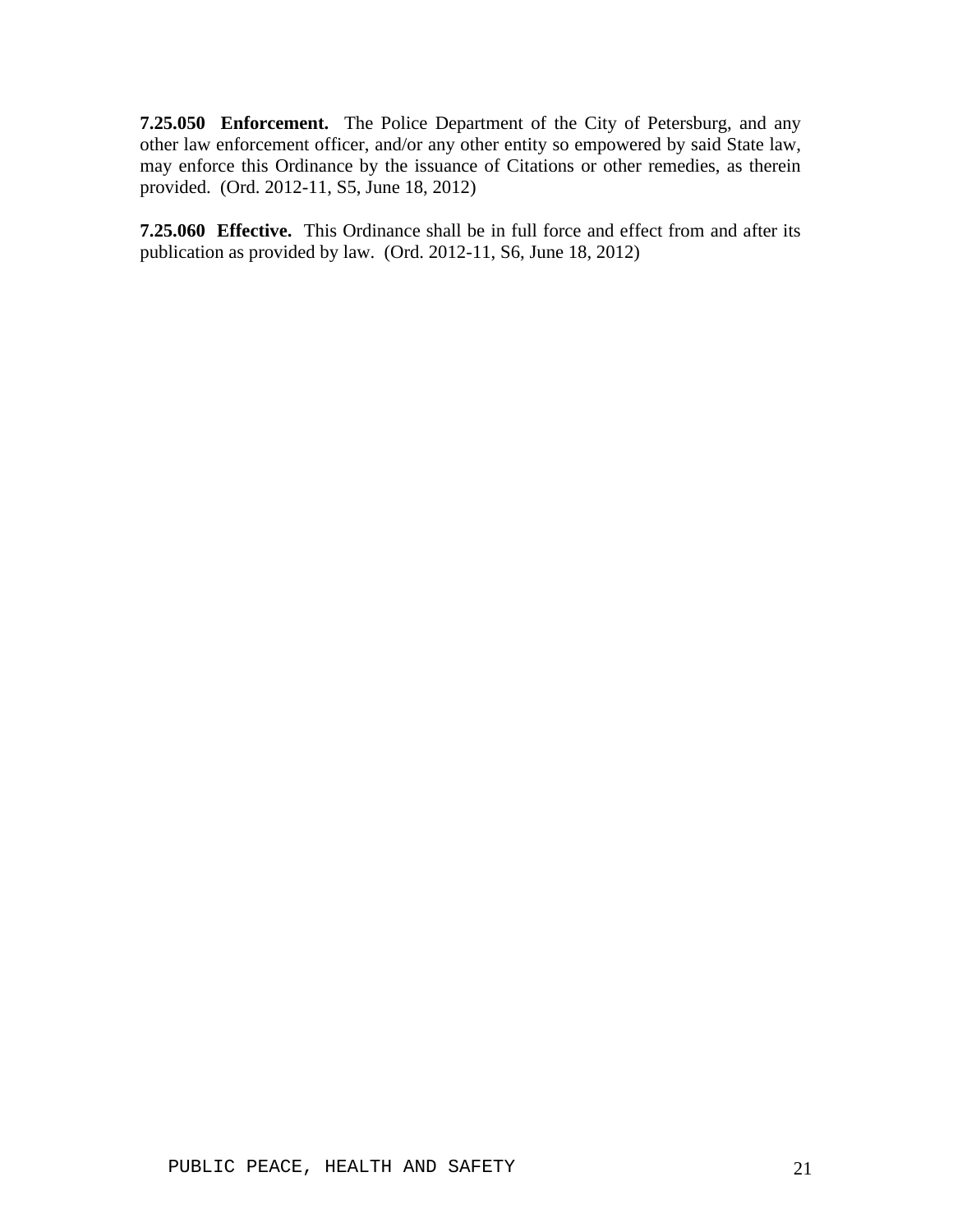**7.25.050 Enforcement.** The Police Department of the City of Petersburg, and any other law enforcement officer, and/or any other entity so empowered by said State law, may enforce this Ordinance by the issuance of Citations or other remedies, as therein provided. (Ord. 2012-11, S5, June 18, 2012)

**7.25.060 Effective.** This Ordinance shall be in full force and effect from and after its publication as provided by law. (Ord. 2012-11, S6, June 18, 2012)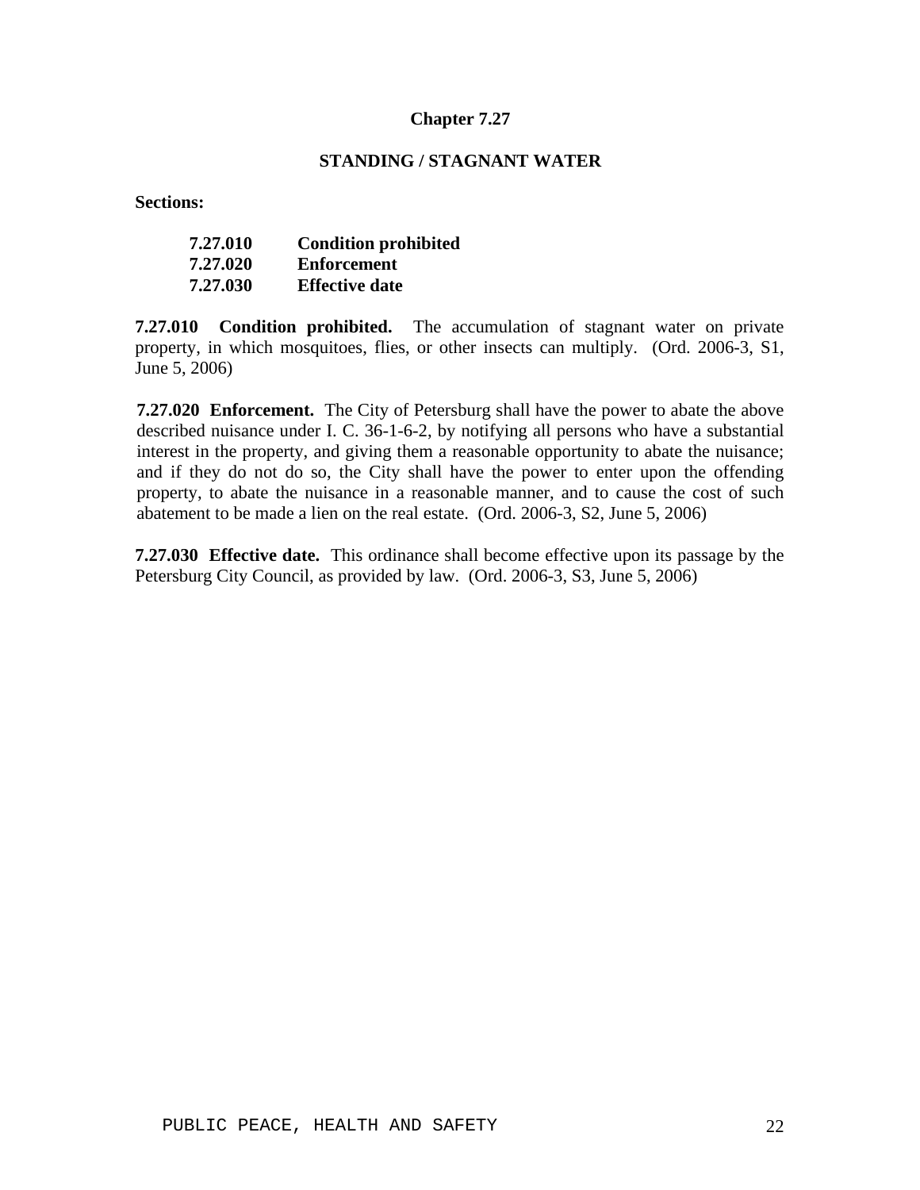# Chapter 7.27

## STANDING / STAGNANT WATER

**Sections:**

| | |
|---|---|
| **7.27.010** | **Condition prohibited** |
| **7.27.020** | **Enforcement** |
| **7.27.030** | **Effective date** |

**7.27.010 Condition prohibited.** The accumulation of stagnant water on private property, in which mosquitoes, flies, or other insects can multiply. (Ord. 2006-3, S1, June 5, 2006)

**7.27.020 Enforcement.** The City of Petersburg shall have the power to abate the above described nuisance under I. C. 36-1-6-2, by notifying all persons who have a substantial interest in the property, and giving them a reasonable opportunity to abate the nuisance; and if they do not do so, the City shall have the power to enter upon the offending property, to abate the nuisance in a reasonable manner, and to cause the cost of such abatement to be made a lien on the real estate. (Ord. 2006-3, S2, June 5, 2006)

**7.27.030 Effective date.** This ordinance shall become effective upon its passage by the Petersburg City Council, as provided by law. (Ord. 2006-3, S3, June 5, 2006)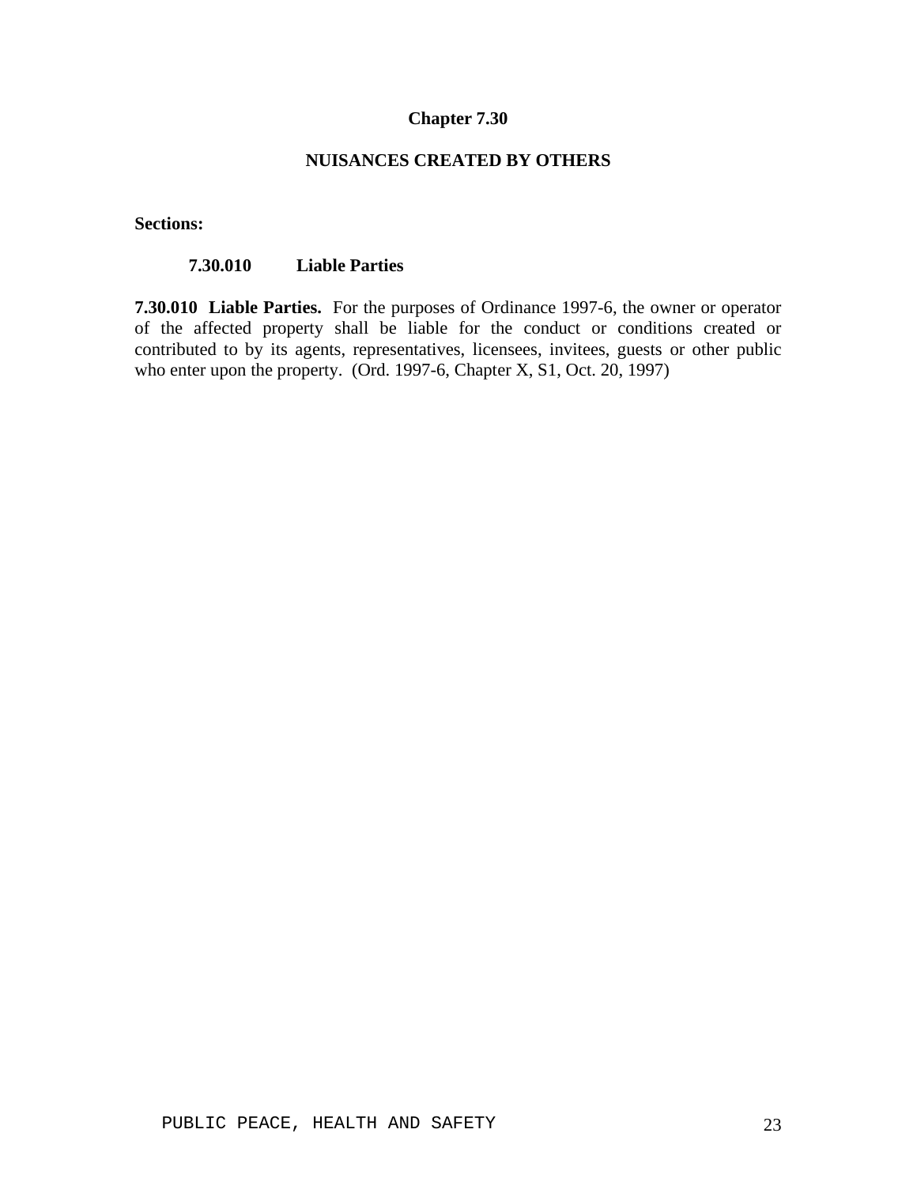# Chapter 7.30

## NUISANCES CREATED BY OTHERS

**Sections:**

**7.30.010 Liable Parties**

**7.30.010 Liable Parties.** For the purposes of Ordinance 1997-6, the owner or operator of the affected property shall be liable for the conduct or conditions created or contributed to by its agents, representatives, licensees, invitees, guests or other public who enter upon the property. (Ord. 1997-6, Chapter X, S1, Oct. 20, 1997)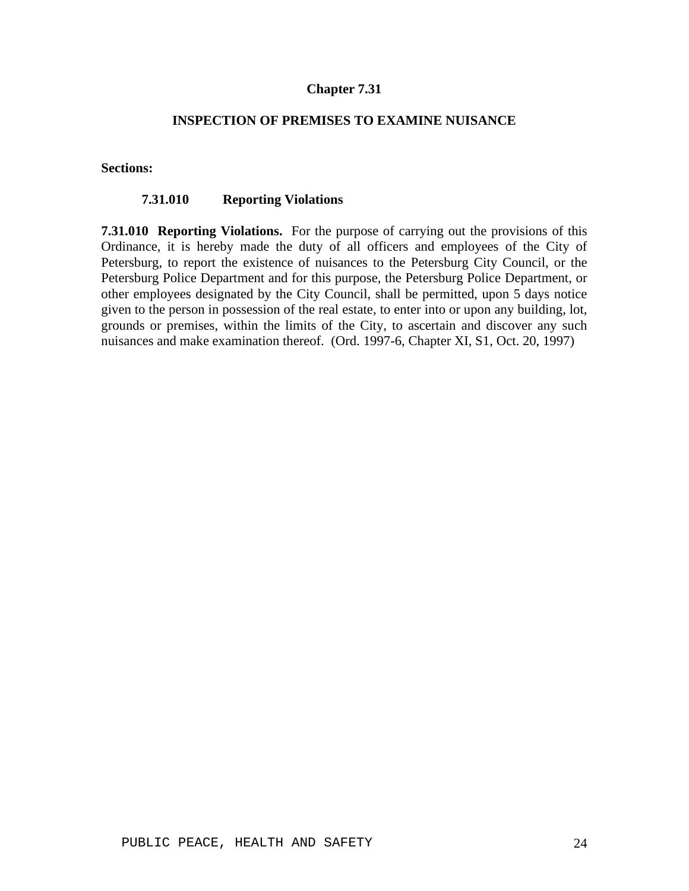# Chapter 7.31

## INSPECTION OF PREMISES TO EXAMINE NUISANCE

**Sections:**

**7.31.010 Reporting Violations**

**7.31.010 Reporting Violations.** For the purpose of carrying out the provisions of this Ordinance, it is hereby made the duty of all officers and employees of the City of Petersburg, to report the existence of nuisances to the Petersburg City Council, or the Petersburg Police Department and for this purpose, the Petersburg Police Department, or other employees designated by the City Council, shall be permitted, upon 5 days notice given to the person in possession of the real estate, to enter into or upon any building, lot, grounds or premises, within the limits of the City, to ascertain and discover any such nuisances and make examination thereof. (Ord. 1997-6, Chapter XI, S1, Oct. 20, 1997)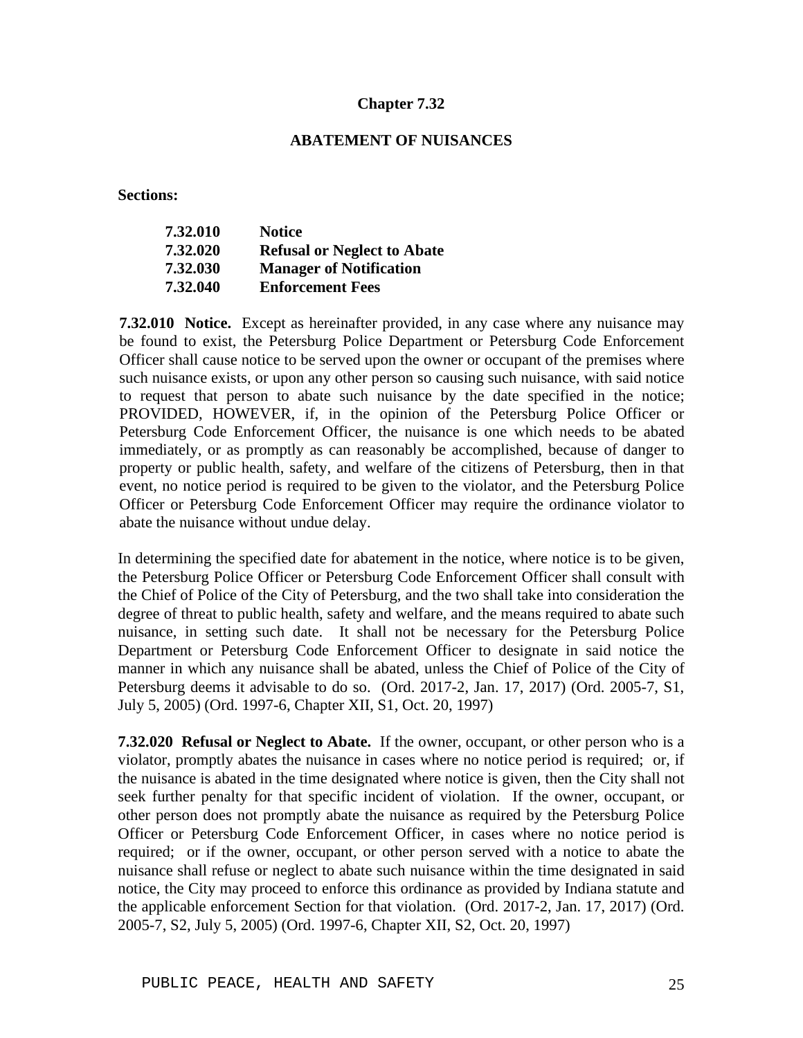# Chapter 7.32

## ABATEMENT OF NUISANCES

**Sections:**

| | |
|---|---|
| **7.32.010** | **Notice** |
| **7.32.020** | **Refusal or Neglect to Abate** |
| **7.32.030** | **Manager of Notification** |
| **7.32.040** | **Enforcement Fees** |

**7.32.010 Notice.** Except as hereinafter provided, in any case where any nuisance may be found to exist, the Petersburg Police Department or Petersburg Code Enforcement Officer shall cause notice to be served upon the owner or occupant of the premises where such nuisance exists, or upon any other person so causing such nuisance, with said notice to request that person to abate such nuisance by the date specified in the notice; PROVIDED, HOWEVER, if, in the opinion of the Petersburg Police Officer or Petersburg Code Enforcement Officer, the nuisance is one which needs to be abated immediately, or as promptly as can reasonably be accomplished, because of danger to property or public health, safety, and welfare of the citizens of Petersburg, then in that event, no notice period is required to be given to the violator, and the Petersburg Police Officer or Petersburg Code Enforcement Officer may require the ordinance violator to abate the nuisance without undue delay.

In determining the specified date for abatement in the notice, where notice is to be given, the Petersburg Police Officer or Petersburg Code Enforcement Officer shall consult with the Chief of Police of the City of Petersburg, and the two shall take into consideration the degree of threat to public health, safety and welfare, and the means required to abate such nuisance, in setting such date. It shall not be necessary for the Petersburg Police Department or Petersburg Code Enforcement Officer to designate in said notice the manner in which any nuisance shall be abated, unless the Chief of Police of the City of Petersburg deems it advisable to do so. (Ord. 2017-2, Jan. 17, 2017) (Ord. 2005-7, S1, July 5, 2005) (Ord. 1997-6, Chapter XII, S1, Oct. 20, 1997)

**7.32.020 Refusal or Neglect to Abate.** If the owner, occupant, or other person who is a violator, promptly abates the nuisance in cases where no notice period is required; or, if the nuisance is abated in the time designated where notice is given, then the City shall not seek further penalty for that specific incident of violation. If the owner, occupant, or other person does not promptly abate the nuisance as required by the Petersburg Police Officer or Petersburg Code Enforcement Officer, in cases where no notice period is required; or if the owner, occupant, or other person served with a notice to abate the nuisance shall refuse or neglect to abate such nuisance within the time designated in said notice, the City may proceed to enforce this ordinance as provided by Indiana statute and the applicable enforcement Section for that violation. (Ord. 2017-2, Jan. 17, 2017) (Ord. 2005-7, S2, July 5, 2005) (Ord. 1997-6, Chapter XII, S2, Oct. 20, 1997)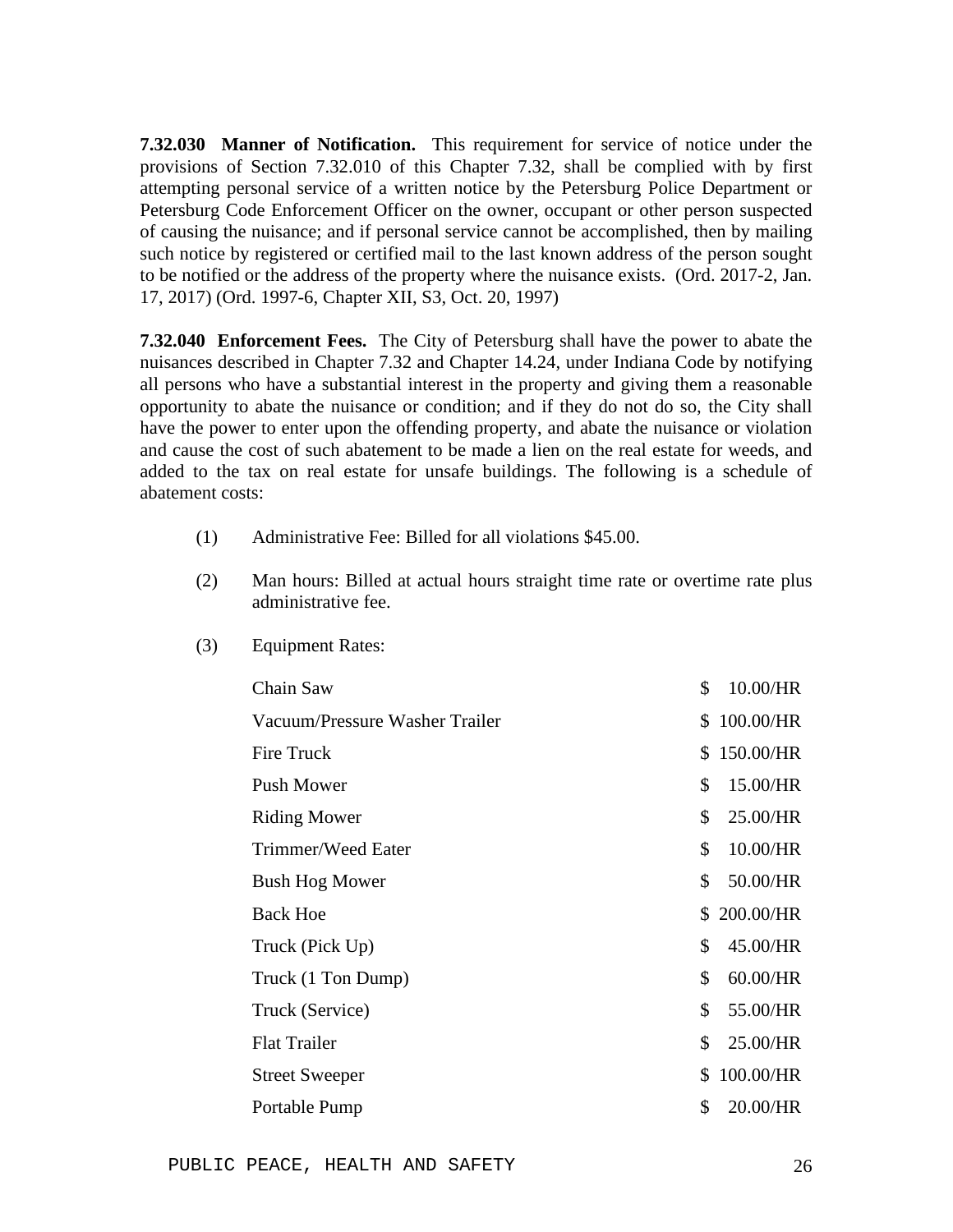**7.32.030 Manner of Notification.** This requirement for service of notice under the provisions of Section 7.32.010 of this Chapter 7.32, shall be complied with by first attempting personal service of a written notice by the Petersburg Police Department or Petersburg Code Enforcement Officer on the owner, occupant or other person suspected of causing the nuisance; and if personal service cannot be accomplished, then by mailing such notice by registered or certified mail to the last known address of the person sought to be notified or the address of the property where the nuisance exists. (Ord. 2017-2, Jan. 17, 2017) (Ord. 1997-6, Chapter XII, S3, Oct. 20, 1997)

**7.32.040 Enforcement Fees.** The City of Petersburg shall have the power to abate the nuisances described in Chapter 7.32 and Chapter 14.24, under Indiana Code by notifying all persons who have a substantial interest in the property and giving them a reasonable opportunity to abate the nuisance or condition; and if they do not do so, the City shall have the power to enter upon the offending property, and abate the nuisance or violation and cause the cost of such abatement to be made a lien on the real estate for weeds, and added to the tax on real estate for unsafe buildings. The following is a schedule of abatement costs:

(1) Administrative Fee: Billed for all violations $45.00.

(2) Man hours: Billed at actual hours straight time rate or overtime rate plus administrative fee.

(3) Equipment Rates:

| Equipment | Rate |
|---|---|
| Chain Saw | $ 10.00/HR |
| Vacuum/Pressure Washer Trailer | $ 100.00/HR |
| Fire Truck | $ 150.00/HR |
| Push Mower | $ 15.00/HR |
| Riding Mower | $ 25.00/HR |
| Trimmer/Weed Eater | $ 10.00/HR |
| Bush Hog Mower | $ 50.00/HR |
| Back Hoe | $ 200.00/HR |
| Truck (Pick Up) | $ 45.00/HR |
| Truck (1 Ton Dump) | $ 60.00/HR |
| Truck (Service) | $ 55.00/HR |
| Flat Trailer | $ 25.00/HR |
| Street Sweeper | $ 100.00/HR |
| Portable Pump | $ 20.00/HR |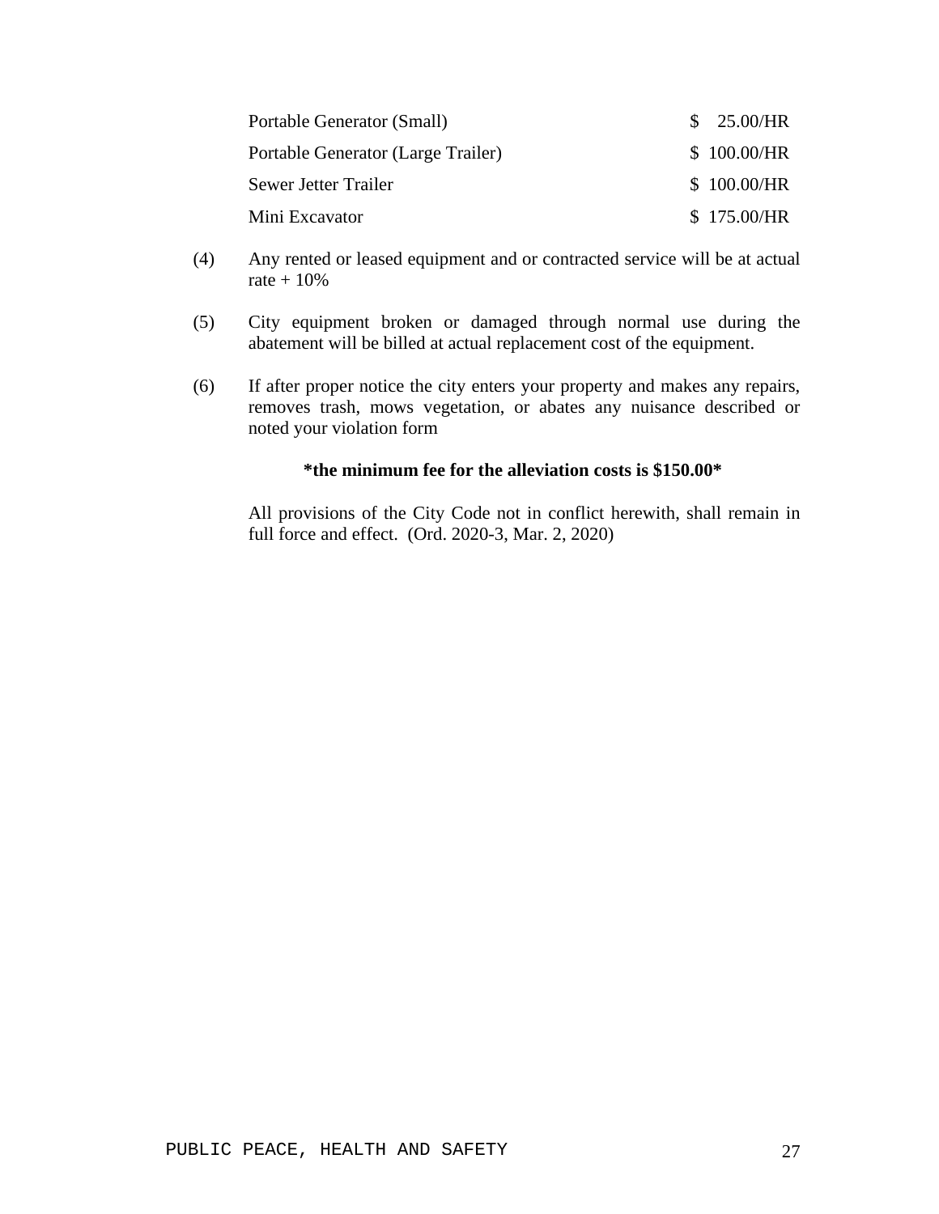| | |
|---|---|
| Portable Generator (Small) | $ 25.00/HR |
| Portable Generator (Large Trailer) | $ 100.00/HR |
| Sewer Jetter Trailer | $ 100.00/HR |
| Mini Excavator | $ 175.00/HR |

(4) Any rented or leased equipment and or contracted service will be at actual rate + 10%

(5) City equipment broken or damaged through normal use during the abatement will be billed at actual replacement cost of the equipment.

(6) If after proper notice the city enters your property and makes any repairs, removes trash, mows vegetation, or abates any nuisance described or noted your violation form

**\*the minimum fee for the alleviation costs is $150.00\***

All provisions of the City Code not in conflict herewith, shall remain in full force and effect. (Ord. 2020-3, Mar. 2, 2020)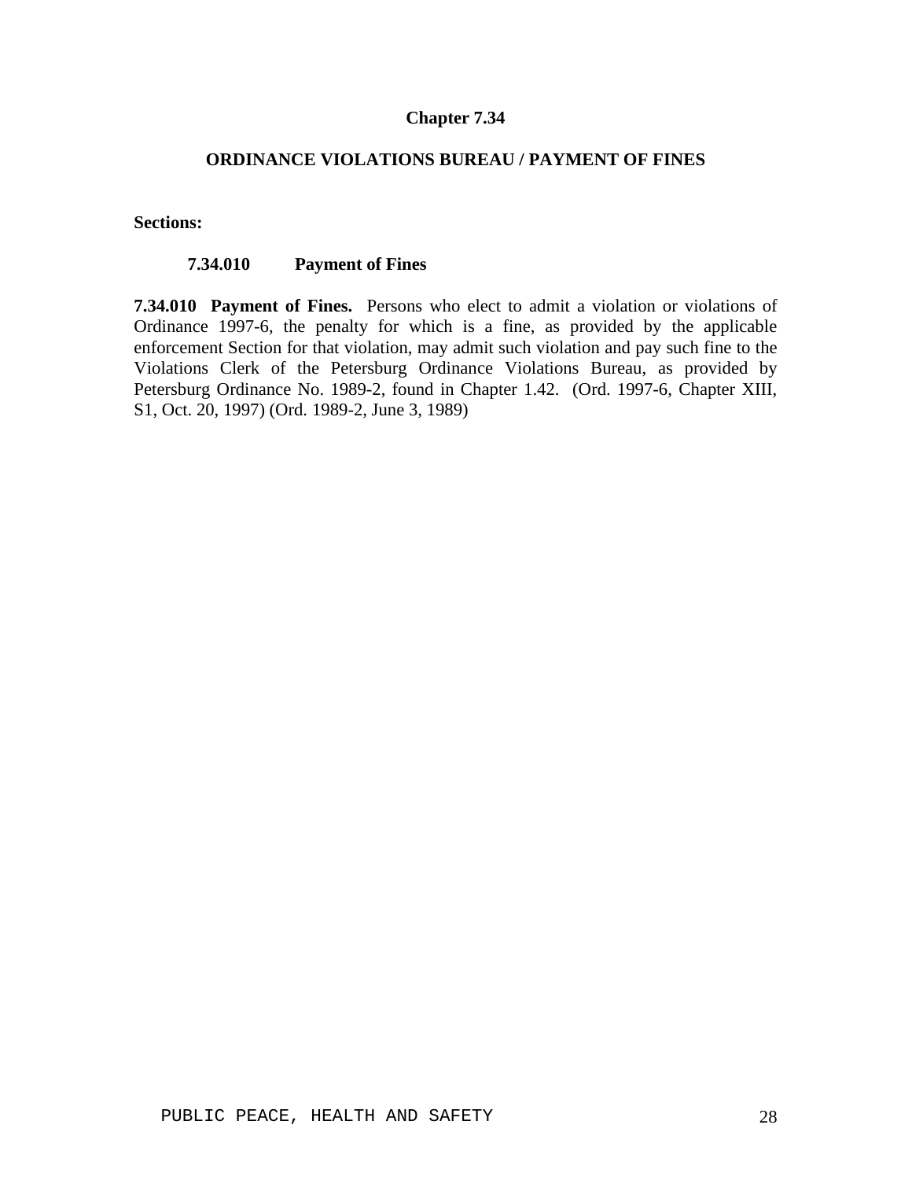# Chapter 7.34

## ORDINANCE VIOLATIONS BUREAU / PAYMENT OF FINES

**Sections:**

**7.34.010 Payment of Fines**

**7.34.010 Payment of Fines.** Persons who elect to admit a violation or violations of Ordinance 1997-6, the penalty for which is a fine, as provided by the applicable enforcement Section for that violation, may admit such violation and pay such fine to the Violations Clerk of the Petersburg Ordinance Violations Bureau, as provided by Petersburg Ordinance No. 1989-2, found in Chapter 1.42. (Ord. 1997-6, Chapter XIII, S1, Oct. 20, 1997) (Ord. 1989-2, June 3, 1989)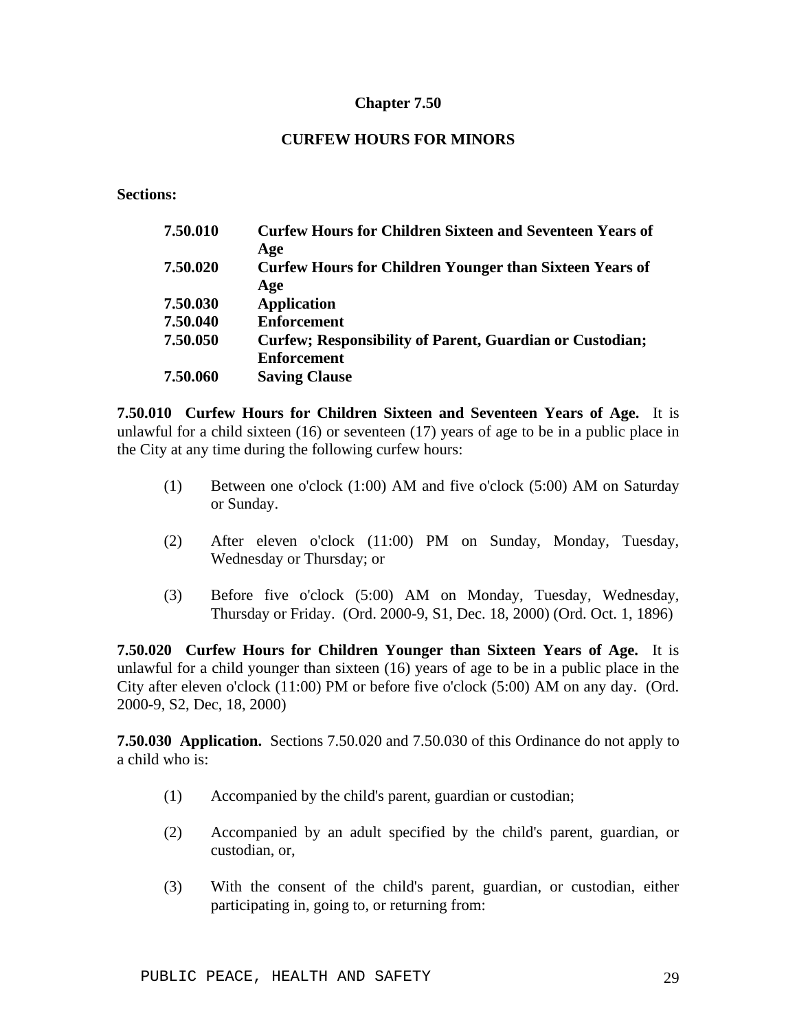# Chapter 7.50

## CURFEW HOURS FOR MINORS

**Sections:**

| | |
|---|---|
| **7.50.010** | **Curfew Hours for Children Sixteen and Seventeen Years of Age** |
| **7.50.020** | **Curfew Hours for Children Younger than Sixteen Years of Age** |
| **7.50.030** | **Application** |
| **7.50.040** | **Enforcement** |
| **7.50.050** | **Curfew; Responsibility of Parent, Guardian or Custodian; Enforcement** |
| **7.50.060** | **Saving Clause** |

**7.50.010 Curfew Hours for Children Sixteen and Seventeen Years of Age.** It is unlawful for a child sixteen (16) or seventeen (17) years of age to be in a public place in the City at any time during the following curfew hours:

(1) Between one o'clock (1:00) AM and five o'clock (5:00) AM on Saturday or Sunday.

(2) After eleven o'clock (11:00) PM on Sunday, Monday, Tuesday, Wednesday or Thursday; or

(3) Before five o'clock (5:00) AM on Monday, Tuesday, Wednesday, Thursday or Friday. (Ord. 2000-9, S1, Dec. 18, 2000) (Ord. Oct. 1, 1896)

**7.50.020 Curfew Hours for Children Younger than Sixteen Years of Age.** It is unlawful for a child younger than sixteen (16) years of age to be in a public place in the City after eleven o'clock (11:00) PM or before five o'clock (5:00) AM on any day. (Ord. 2000-9, S2, Dec, 18, 2000)

**7.50.030 Application.** Sections 7.50.020 and 7.50.030 of this Ordinance do not apply to a child who is:

(1) Accompanied by the child's parent, guardian or custodian;

(2) Accompanied by an adult specified by the child's parent, guardian, or custodian, or,

(3) With the consent of the child's parent, guardian, or custodian, either participating in, going to, or returning from: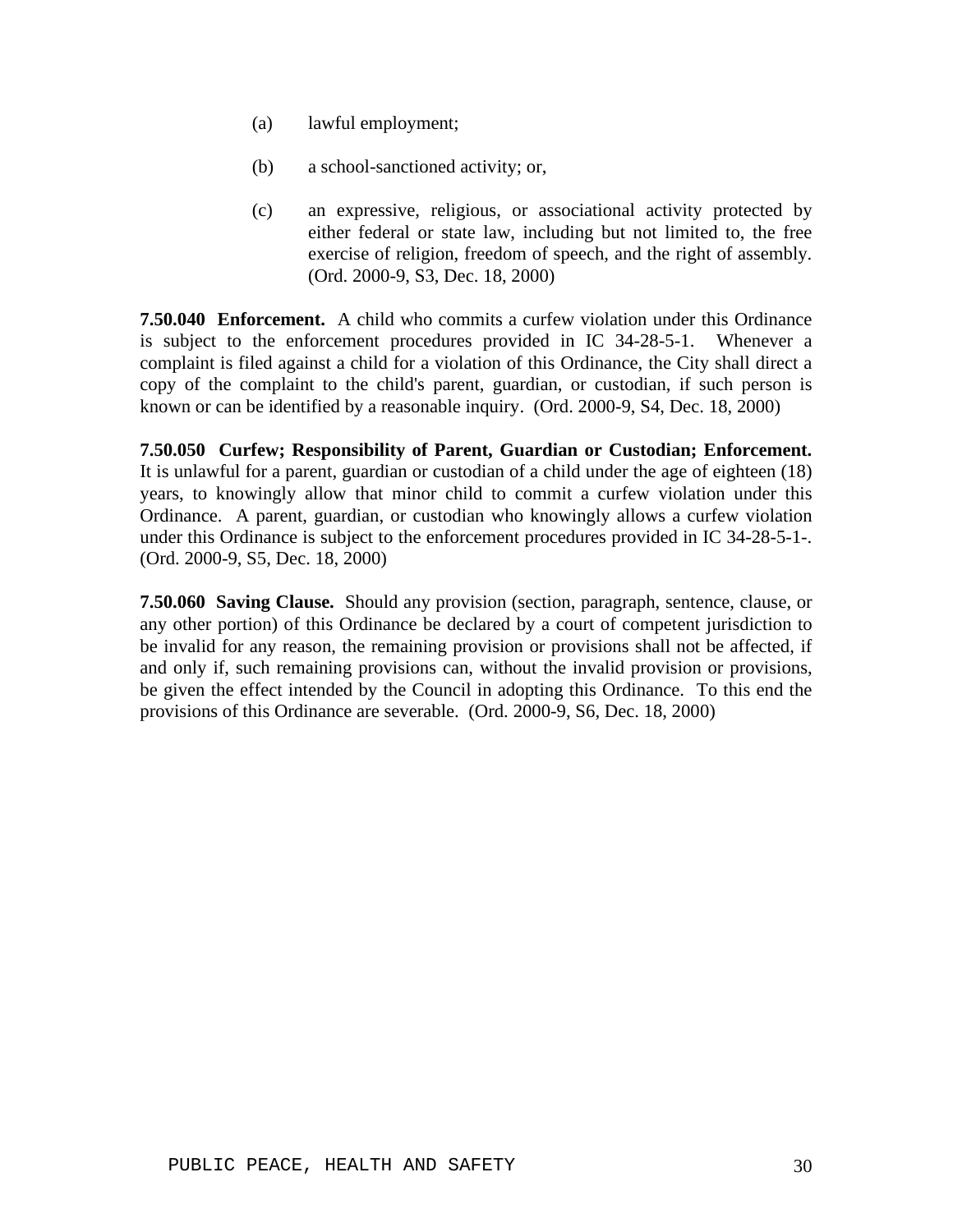(a) lawful employment;

(b) a school-sanctioned activity; or,

(c) an expressive, religious, or associational activity protected by either federal or state law, including but not limited to, the free exercise of religion, freedom of speech, and the right of assembly. (Ord. 2000-9, S3, Dec. 18, 2000)

**7.50.040 Enforcement.** A child who commits a curfew violation under this Ordinance is subject to the enforcement procedures provided in IC 34-28-5-1. Whenever a complaint is filed against a child for a violation of this Ordinance, the City shall direct a copy of the complaint to the child's parent, guardian, or custodian, if such person is known or can be identified by a reasonable inquiry. (Ord. 2000-9, S4, Dec. 18, 2000)

**7.50.050 Curfew; Responsibility of Parent, Guardian or Custodian; Enforcement.** It is unlawful for a parent, guardian or custodian of a child under the age of eighteen (18) years, to knowingly allow that minor child to commit a curfew violation under this Ordinance. A parent, guardian, or custodian who knowingly allows a curfew violation under this Ordinance is subject to the enforcement procedures provided in IC 34-28-5-1-. (Ord. 2000-9, S5, Dec. 18, 2000)

**7.50.060 Saving Clause.** Should any provision (section, paragraph, sentence, clause, or any other portion) of this Ordinance be declared by a court of competent jurisdiction to be invalid for any reason, the remaining provision or provisions shall not be affected, if and only if, such remaining provisions can, without the invalid provision or provisions, be given the effect intended by the Council in adopting this Ordinance. To this end the provisions of this Ordinance are severable. (Ord. 2000-9, S6, Dec. 18, 2000)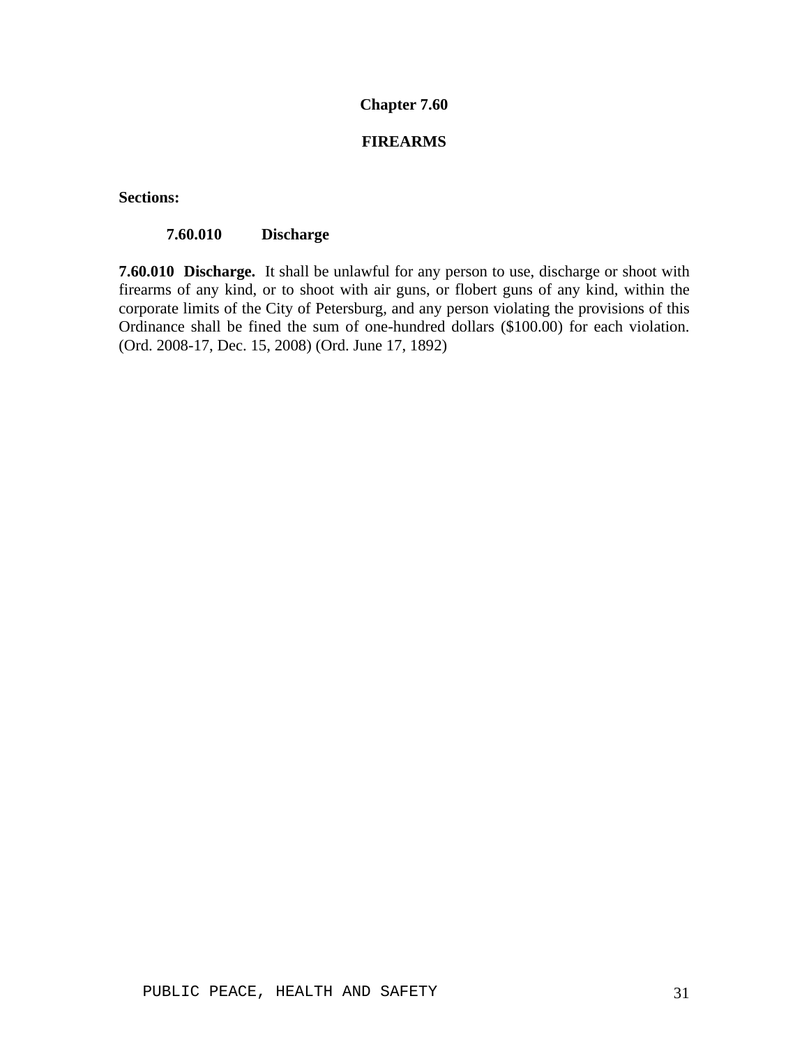# Chapter 7.60

## FIREARMS

**Sections:**

**7.60.010 Discharge**

**7.60.010 Discharge.** It shall be unlawful for any person to use, discharge or shoot with firearms of any kind, or to shoot with air guns, or flobert guns of any kind, within the corporate limits of the City of Petersburg, and any person violating the provisions of this Ordinance shall be fined the sum of one-hundred dollars ($100.00) for each violation. (Ord. 2008-17, Dec. 15, 2008) (Ord. June 17, 1892)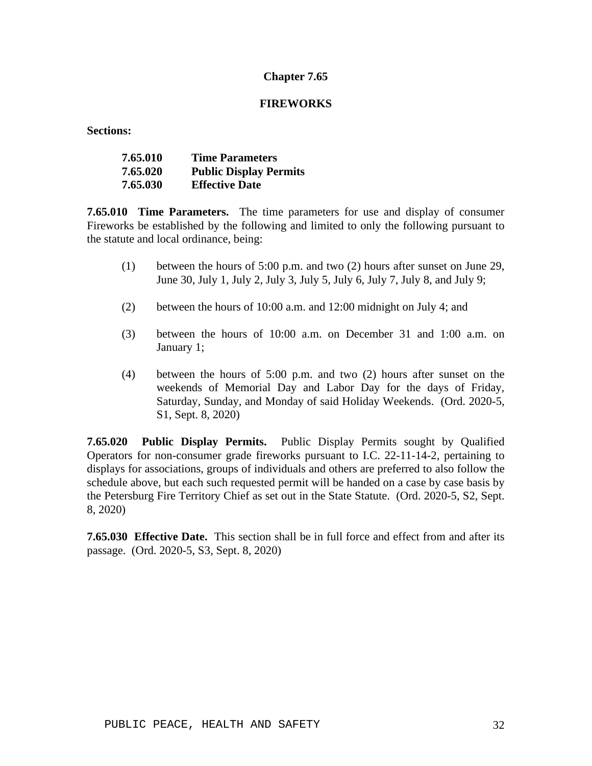# Chapter 7.65

## FIREWORKS

**Sections:**

| | |
|---|---|
| **7.65.010** | **Time Parameters** |
| **7.65.020** | **Public Display Permits** |
| **7.65.030** | **Effective Date** |

**7.65.010 Time Parameters.** The time parameters for use and display of consumer Fireworks be established by the following and limited to only the following pursuant to the statute and local ordinance, being:

(1) between the hours of 5:00 p.m. and two (2) hours after sunset on June 29, June 30, July 1, July 2, July 3, July 5, July 6, July 7, July 8, and July 9;

(2) between the hours of 10:00 a.m. and 12:00 midnight on July 4; and

(3) between the hours of 10:00 a.m. on December 31 and 1:00 a.m. on January 1;

(4) between the hours of 5:00 p.m. and two (2) hours after sunset on the weekends of Memorial Day and Labor Day for the days of Friday, Saturday, Sunday, and Monday of said Holiday Weekends. (Ord. 2020-5, S1, Sept. 8, 2020)

**7.65.020 Public Display Permits.** Public Display Permits sought by Qualified Operators for non-consumer grade fireworks pursuant to I.C. 22-11-14-2, pertaining to displays for associations, groups of individuals and others are preferred to also follow the schedule above, but each such requested permit will be handed on a case by case basis by the Petersburg Fire Territory Chief as set out in the State Statute. (Ord. 2020-5, S2, Sept. 8, 2020)

**7.65.030 Effective Date.** This section shall be in full force and effect from and after its passage. (Ord. 2020-5, S3, Sept. 8, 2020)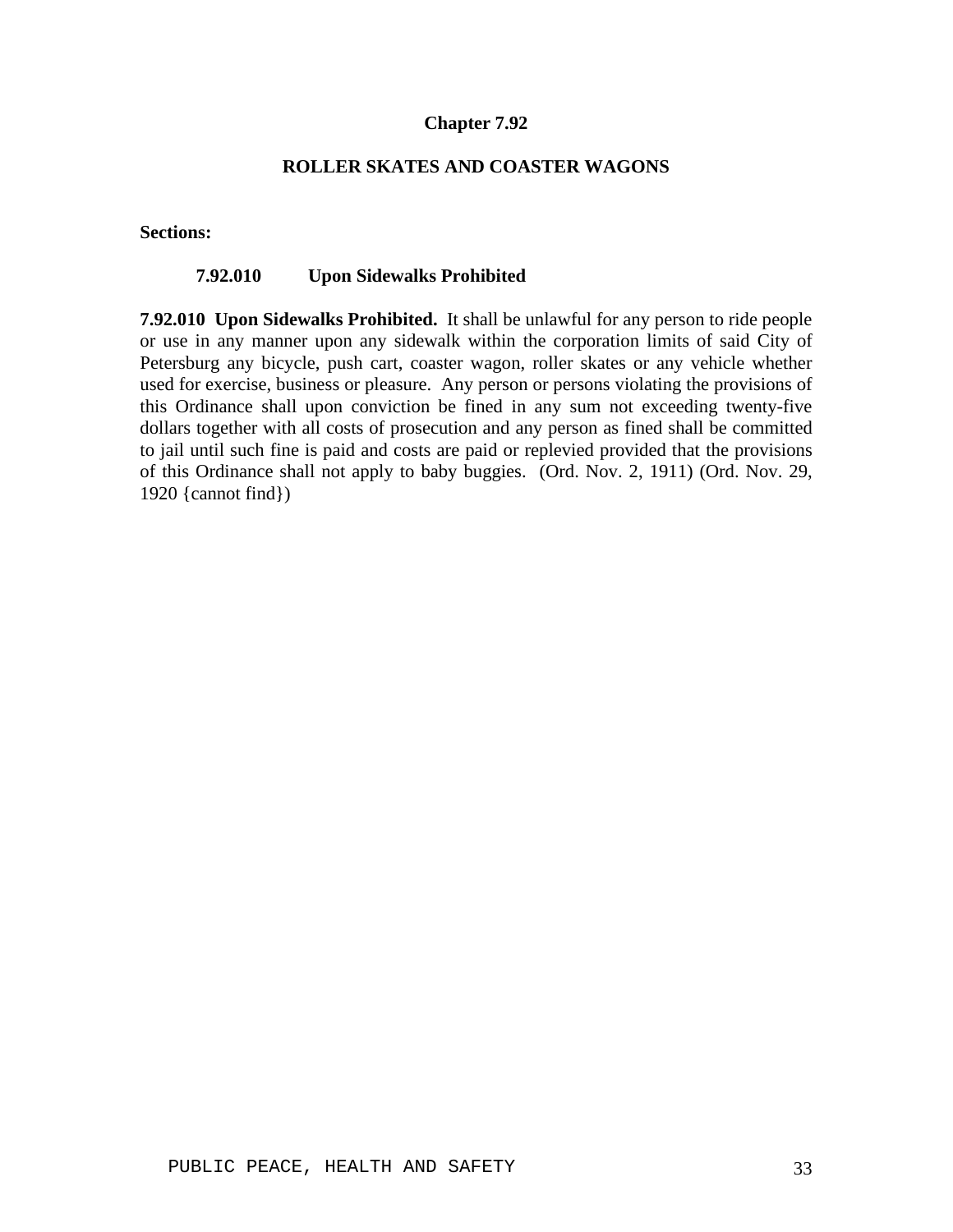# Chapter 7.92

## ROLLER SKATES AND COASTER WAGONS

**Sections:**

**7.92.010 Upon Sidewalks Prohibited**

**7.92.010 Upon Sidewalks Prohibited.** It shall be unlawful for any person to ride people or use in any manner upon any sidewalk within the corporation limits of said City of Petersburg any bicycle, push cart, coaster wagon, roller skates or any vehicle whether used for exercise, business or pleasure. Any person or persons violating the provisions of this Ordinance shall upon conviction be fined in any sum not exceeding twenty-five dollars together with all costs of prosecution and any person as fined shall be committed to jail until such fine is paid and costs are paid or replevied provided that the provisions of this Ordinance shall not apply to baby buggies. (Ord. Nov. 2, 1911) (Ord. Nov. 29, 1920 {cannot find})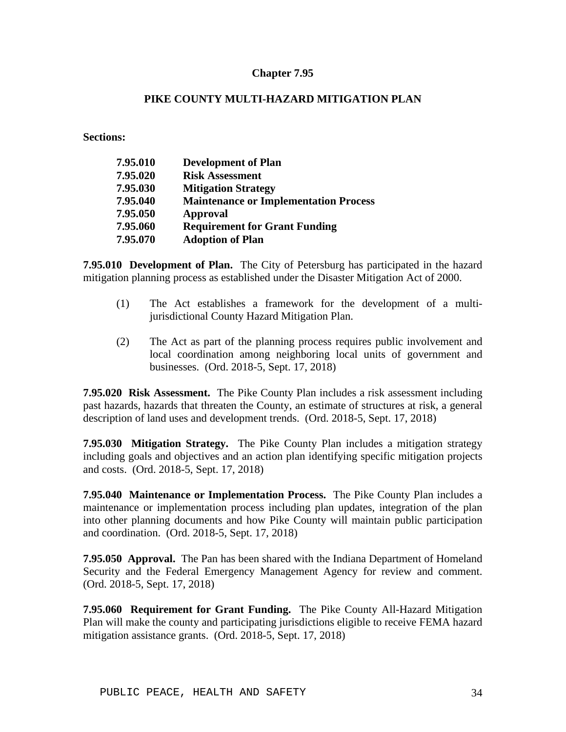# Chapter 7.95

## PIKE COUNTY MULTI-HAZARD MITIGATION PLAN

**Sections:**

| | |
|---|---|
| **7.95.010** | **Development of Plan** |
| **7.95.020** | **Risk Assessment** |
| **7.95.030** | **Mitigation Strategy** |
| **7.95.040** | **Maintenance or Implementation Process** |
| **7.95.050** | **Approval** |
| **7.95.060** | **Requirement for Grant Funding** |
| **7.95.070** | **Adoption of Plan** |

**7.95.010 Development of Plan.** The City of Petersburg has participated in the hazard mitigation planning process as established under the Disaster Mitigation Act of 2000.

(1) The Act establishes a framework for the development of a multi-jurisdictional County Hazard Mitigation Plan.

(2) The Act as part of the planning process requires public involvement and local coordination among neighboring local units of government and businesses. (Ord. 2018-5, Sept. 17, 2018)

**7.95.020 Risk Assessment.** The Pike County Plan includes a risk assessment including past hazards, hazards that threaten the County, an estimate of structures at risk, a general description of land uses and development trends. (Ord. 2018-5, Sept. 17, 2018)

**7.95.030 Mitigation Strategy.** The Pike County Plan includes a mitigation strategy including goals and objectives and an action plan identifying specific mitigation projects and costs. (Ord. 2018-5, Sept. 17, 2018)

**7.95.040 Maintenance or Implementation Process.** The Pike County Plan includes a maintenance or implementation process including plan updates, integration of the plan into other planning documents and how Pike County will maintain public participation and coordination. (Ord. 2018-5, Sept. 17, 2018)

**7.95.050 Approval.** The Pan has been shared with the Indiana Department of Homeland Security and the Federal Emergency Management Agency for review and comment. (Ord. 2018-5, Sept. 17, 2018)

**7.95.060 Requirement for Grant Funding.** The Pike County All-Hazard Mitigation Plan will make the county and participating jurisdictions eligible to receive FEMA hazard mitigation assistance grants. (Ord. 2018-5, Sept. 17, 2018)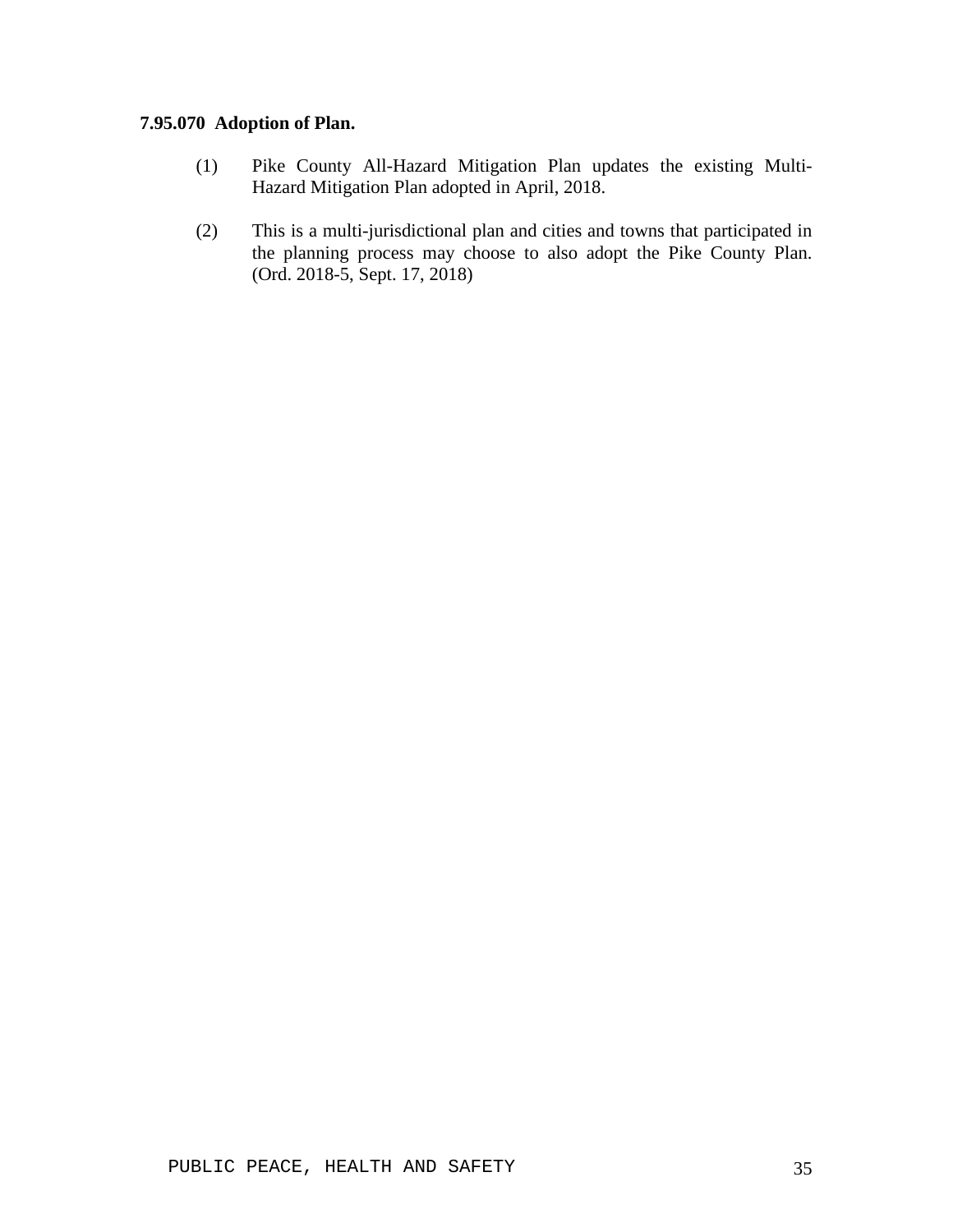**7.95.070 Adoption of Plan.**

(1) Pike County All-Hazard Mitigation Plan updates the existing Multi-Hazard Mitigation Plan adopted in April, 2018.

(2) This is a multi-jurisdictional plan and cities and towns that participated in the planning process may choose to also adopt the Pike County Plan. (Ord. 2018-5, Sept. 17, 2018)